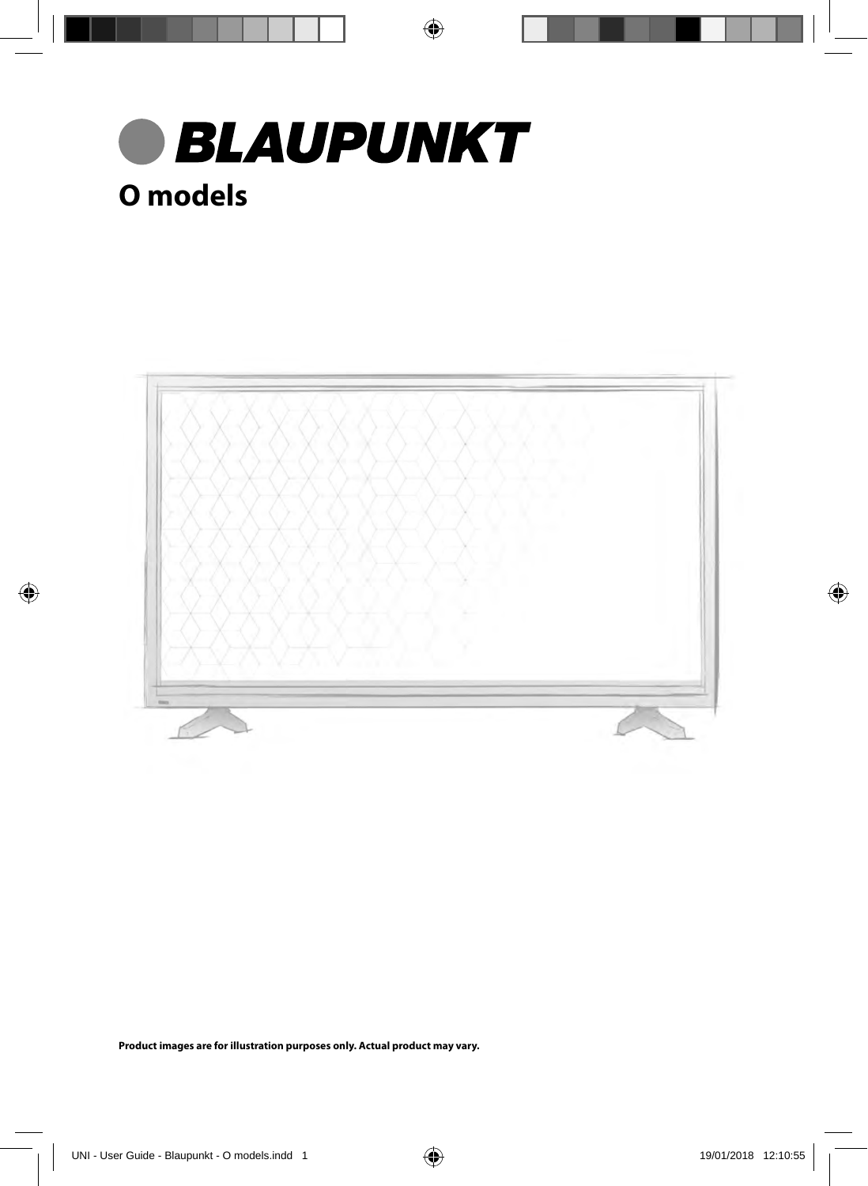# BLAUPUNKT

## O models

**Product images are for illustration purposes only. Actual product may vary.**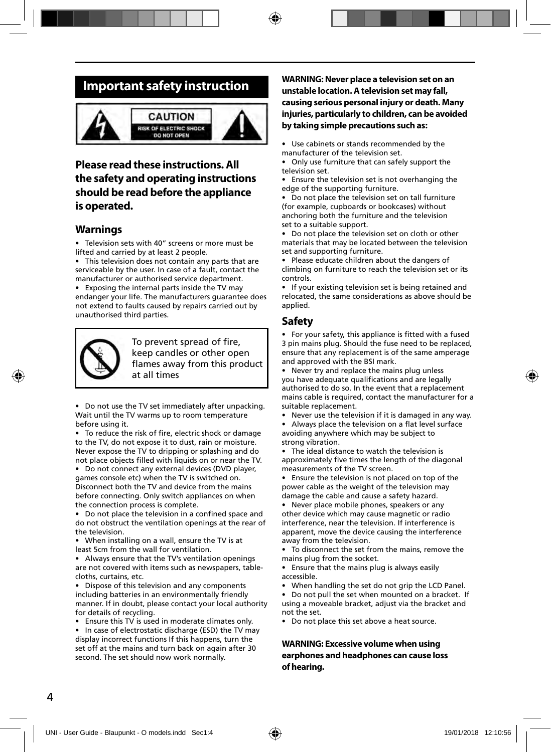# Important safety instruction

CAUTION
RISK OF ELECTRIC SHOCK
DO NOT OPEN

## Please read these instructions. All the safety and operating instructions should be read before the appliance is operated.

### Warnings

- Television sets with 40" screens or more must be lifted and carried by at least 2 people.
- This television does not contain any parts that are serviceable by the user. In case of a fault, contact the manufacturer or authorised service department.
- Exposing the internal parts inside the TV may endanger your life. The manufacturers guarantee does not extend to faults caused by repairs carried out by unauthorised third parties.

To prevent spread of fire, keep candles or other open flames away from this product at all times

- Do not use the TV set immediately after unpacking. Wait until the TV warms up to room temperature before using it.
- To reduce the risk of fire, electric shock or damage to the TV, do not expose it to dust, rain or moisture. Never expose the TV to dripping or splashing and do not place objects filled with liquids on or near the TV.
- Do not connect any external devices (DVD player, games console etc) when the TV is switched on. Disconnect both the TV and device from the mains before connecting. Only switch appliances on when the connection process is complete.
- Do not place the television in a confined space and do not obstruct the ventilation openings at the rear of the television.
- When installing on a wall, ensure the TV is at least 5cm from the wall for ventilation.
- Always ensure that the TV's ventilation openings are not covered with items such as newspapers, table-cloths, curtains, etc.
- Dispose of this television and any components including batteries in an environmentally friendly manner. If in doubt, please contact your local authority for details of recycling.
- Ensure this TV is used in moderate climates only.
- In case of electrostatic discharge (ESD) the TV may display incorrect functions If this happens, turn the set off at the mains and turn back on again after 30 second. The set should now work normally.

**WARNING: Never place a television set on an unstable location. A television set may fall, causing serious personal injury or death. Many injuries, particularly to children, can be avoided by taking simple precautions such as:**

- Use cabinets or stands recommended by the manufacturer of the television set.
- Only use furniture that can safely support the television set.
- Ensure the television set is not overhanging the edge of the supporting furniture.
- Do not place the television set on tall furniture (for example, cupboards or bookcases) without anchoring both the furniture and the television set to a suitable support.
- Do not place the television set on cloth or other materials that may be located between the television set and supporting furniture.
- Please educate children about the dangers of climbing on furniture to reach the television set or its controls.
- If your existing television set is being retained and relocated, the same considerations as above should be applied.

### Safety

- For your safety, this appliance is fitted with a fused 3 pin mains plug. Should the fuse need to be replaced, ensure that any replacement is of the same amperage and approved with the BSI mark.
- Never try and replace the mains plug unless you have adequate qualifications and are legally authorised to do so. In the event that a replacement mains cable is required, contact the manufacturer for a suitable replacement.
- Never use the television if it is damaged in any way.
- Always place the television on a flat level surface avoiding anywhere which may be subject to strong vibration.
- The ideal distance to watch the television is approximately five times the length of the diagonal measurements of the TV screen.
- Ensure the television is not placed on top of the power cable as the weight of the television may damage the cable and cause a safety hazard.
- Never place mobile phones, speakers or any other device which may cause magnetic or radio interference, near the television. If interference is apparent, move the device causing the interference away from the television.
- To disconnect the set from the mains, remove the mains plug from the socket.
- Ensure that the mains plug is always easily accessible.
- When handling the set do not grip the LCD Panel.
- Do not pull the set when mounted on a bracket. If using a moveable bracket, adjust via the bracket and not the set.
- Do not place this set above a heat source.

**WARNING: Excessive volume when using earphones and headphones can cause loss of hearing.**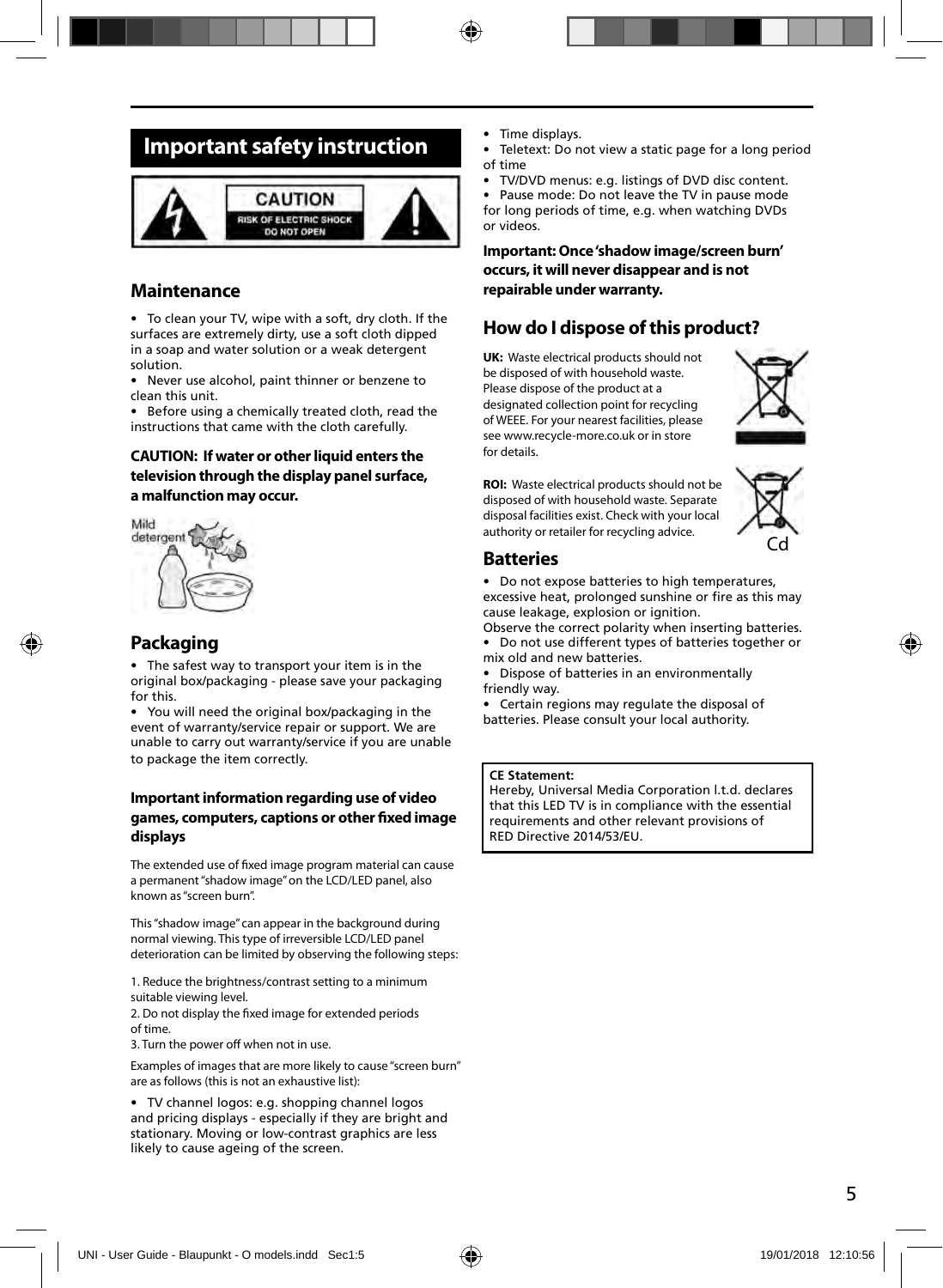# Important safety instruction

CAUTION
RISK OF ELECTRIC SHOCK
DO NOT OPEN

## Maintenance

- To clean your TV, wipe with a soft, dry cloth. If the surfaces are extremely dirty, use a soft cloth dipped in a soap and water solution or a weak detergent solution.
- Never use alcohol, paint thinner or benzene to clean this unit.
- Before using a chemically treated cloth, read the instructions that came with the cloth carefully.

**CAUTION: If water or other liquid enters the television through the display panel surface, a malfunction may occur.**

Mild detergent

## Packaging

- The safest way to transport your item is in the original box/packaging - please save your packaging for this.
- You will need the original box/packaging in the event of warranty/service repair or support. We are unable to carry out warranty/service if you are unable to package the item correctly.

### Important information regarding use of video games, computers, captions or other fixed image displays

The extended use of fixed image program material can cause a permanent "shadow image" on the LCD/LED panel, also known as "screen burn".

This "shadow image" can appear in the background during normal viewing. This type of irreversible LCD/LED panel deterioration can be limited by observing the following steps:

1. Reduce the brightness/contrast setting to a minimum suitable viewing level.
2. Do not display the fixed image for extended periods of time.
3. Turn the power off when not in use.

Examples of images that are more likely to cause "screen burn" are as follows (this is not an exhaustive list):

- TV channel logos: e.g. shopping channel logos and pricing displays - especially if they are bright and stationary. Moving or low-contrast graphics are less likely to cause ageing of the screen.
- Time displays.
- Teletext: Do not view a static page for a long period of time
- TV/DVD menus: e.g. listings of DVD disc content.
- Pause mode: Do not leave the TV in pause mode for long periods of time, e.g. when watching DVDs or videos.

**Important: Once 'shadow image/screen burn' occurs, it will never disappear and is not repairable under warranty.**

## How do I dispose of this product?

**UK:** Waste electrical products should not be disposed of with household waste. Please dispose of the product at a designated collection point for recycling of WEEE. For your nearest facilities, please see www.recycle-more.co.uk or in store for details.

**ROI:** Waste electrical products should not be disposed of with household waste. Separate disposal facilities exist. Check with your local authority or retailer for recycling advice.

Cd

## Batteries

- Do not expose batteries to high temperatures, excessive heat, prolonged sunshine or fire as this may cause leakage, explosion or ignition.

Observe the correct polarity when inserting batteries.

- Do not use different types of batteries together or mix old and new batteries.
- Dispose of batteries in an environmentally friendly way.
- Certain regions may regulate the disposal of batteries. Please consult your local authority.

**CE Statement:**
Hereby, Universal Media Corporation l.t.d. declares that this LED TV is in compliance with the essential requirements and other relevant provisions of RED Directive 2014/53/EU.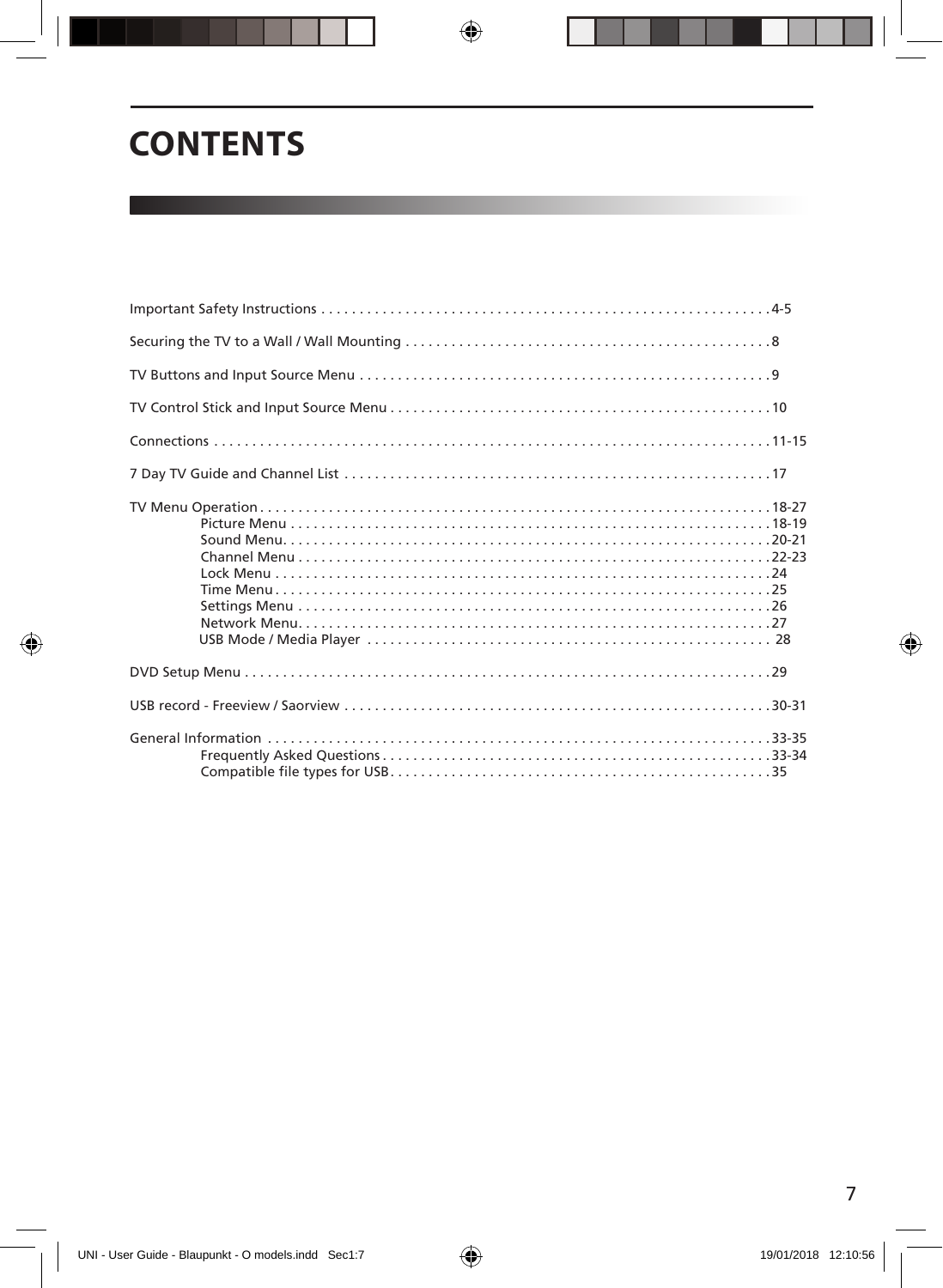# CONTENTS

Important Safety Instructions . . . . . . . . . . . . . . . . . . . . . . . . . . . . . . . . . . . . . . . . . . . . . . . . . . . . . . . . . . .4-5

Securing the TV to a Wall / Wall Mounting . . . . . . . . . . . . . . . . . . . . . . . . . . . . . . . . . . . . . . . . . . . . . . . .8

TV Buttons and Input Source Menu . . . . . . . . . . . . . . . . . . . . . . . . . . . . . . . . . . . . . . . . . . . . . . . . . . . . . .9

TV Control Stick and Input Source Menu . . . . . . . . . . . . . . . . . . . . . . . . . . . . . . . . . . . . . . . . . . . . . . . . . .10

Connections . . . . . . . . . . . . . . . . . . . . . . . . . . . . . . . . . . . . . . . . . . . . . . . . . . . . . . . . . . . . . . . . . . . . . . . .11-15

7 Day TV Guide and Channel List . . . . . . . . . . . . . . . . . . . . . . . . . . . . . . . . . . . . . . . . . . . . . . . . . . . . . . . .17

TV Menu Operation . . . . . . . . . . . . . . . . . . . . . . . . . . . . . . . . . . . . . . . . . . . . . . . . . . . . . . . . . . . . . . . . . . .18-27
- Picture Menu . . . . . . . . . . . . . . . . . . . . . . . . . . . . . . . . . . . . . . . . . . . . . . . . . . . . . . . . . . . . . . . .18-19
- Sound Menu. . . . . . . . . . . . . . . . . . . . . . . . . . . . . . . . . . . . . . . . . . . . . . . . . . . . . . . . . . . . . . . . .20-21
- Channel Menu . . . . . . . . . . . . . . . . . . . . . . . . . . . . . . . . . . . . . . . . . . . . . . . . . . . . . . . . . . . . . . .22-23
- Lock Menu . . . . . . . . . . . . . . . . . . . . . . . . . . . . . . . . . . . . . . . . . . . . . . . . . . . . . . . . . . . . . . . . . .24
- Time Menu . . . . . . . . . . . . . . . . . . . . . . . . . . . . . . . . . . . . . . . . . . . . . . . . . . . . . . . . . . . . . . . . . .25
- Settings Menu . . . . . . . . . . . . . . . . . . . . . . . . . . . . . . . . . . . . . . . . . . . . . . . . . . . . . . . . . . . . . . .26
- Network Menu. . . . . . . . . . . . . . . . . . . . . . . . . . . . . . . . . . . . . . . . . . . . . . . . . . . . . . . . . . . . . . .27
- USB Mode / Media Player . . . . . . . . . . . . . . . . . . . . . . . . . . . . . . . . . . . . . . . . . . . . . . . . . . . . . 28

DVD Setup Menu . . . . . . . . . . . . . . . . . . . . . . . . . . . . . . . . . . . . . . . . . . . . . . . . . . . . . . . . . . . . . . . . . . . . . .29

USB record - Freeview / Saorview . . . . . . . . . . . . . . . . . . . . . . . . . . . . . . . . . . . . . . . . . . . . . . . . . . . . . . . .30-31

General Information . . . . . . . . . . . . . . . . . . . . . . . . . . . . . . . . . . . . . . . . . . . . . . . . . . . . . . . . . . . . . . . . . . .33-35
- Frequently Asked Questions . . . . . . . . . . . . . . . . . . . . . . . . . . . . . . . . . . . . . . . . . . . . . . . . . . . .33-34
- Compatible file types for USB. . . . . . . . . . . . . . . . . . . . . . . . . . . . . . . . . . . . . . . . . . . . . . . . . . .35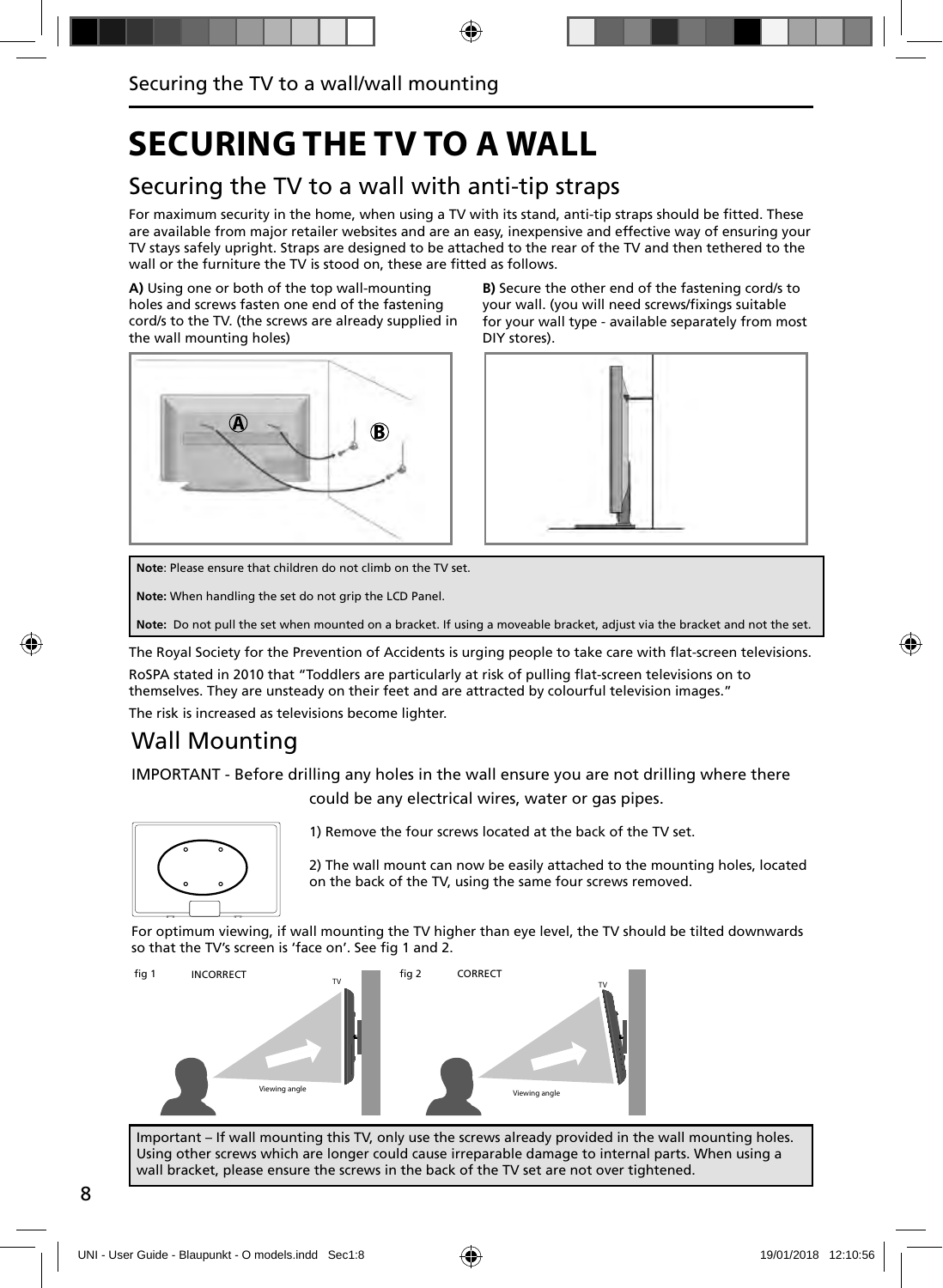# SECURING THE TV TO A WALL

## Securing the TV to a wall with anti-tip straps

For maximum security in the home, when using a TV with its stand, anti-tip straps should be fitted. These are available from major retailer websites and are an easy, inexpensive and effective way of ensuring your TV stays safely upright. Straps are designed to be attached to the rear of the TV and then tethered to the wall or the furniture the TV is stood on, these are fitted as follows.

**A)** Using one or both of the top wall-mounting holes and screws fasten one end of the fastening cord/s to the TV. (the screws are already supplied in the wall mounting holes)

**B)** Secure the other end of the fastening cord/s to your wall. (you will need screws/fixings suitable for your wall type - available separately from most DIY stores).

**Note**: Please ensure that children do not climb on the TV set.

**Note:** When handling the set do not grip the LCD Panel.

**Note:** Do not pull the set when mounted on a bracket. If using a moveable bracket, adjust via the bracket and not the set.

The Royal Society for the Prevention of Accidents is urging people to take care with flat-screen televisions.

RoSPA stated in 2010 that "Toddlers are particularly at risk of pulling flat-screen televisions on to themselves. They are unsteady on their feet and are attracted by colourful television images."

The risk is increased as televisions become lighter.

## Wall Mounting

IMPORTANT - Before drilling any holes in the wall ensure you are not drilling where there could be any electrical wires, water or gas pipes.

1) Remove the four screws located at the back of the TV set.

2) The wall mount can now be easily attached to the mounting holes, located on the back of the TV, using the same four screws removed.

For optimum viewing, if wall mounting the TV higher than eye level, the TV should be tilted downwards so that the TV's screen is 'face on'. See fig 1 and 2.

fig 1 INCORRECT

fig 2 CORRECT

Important – If wall mounting this TV, only use the screws already provided in the wall mounting holes. Using other screws which are longer could cause irreparable damage to internal parts. When using a wall bracket, please ensure the screws in the back of the TV set are not over tightened.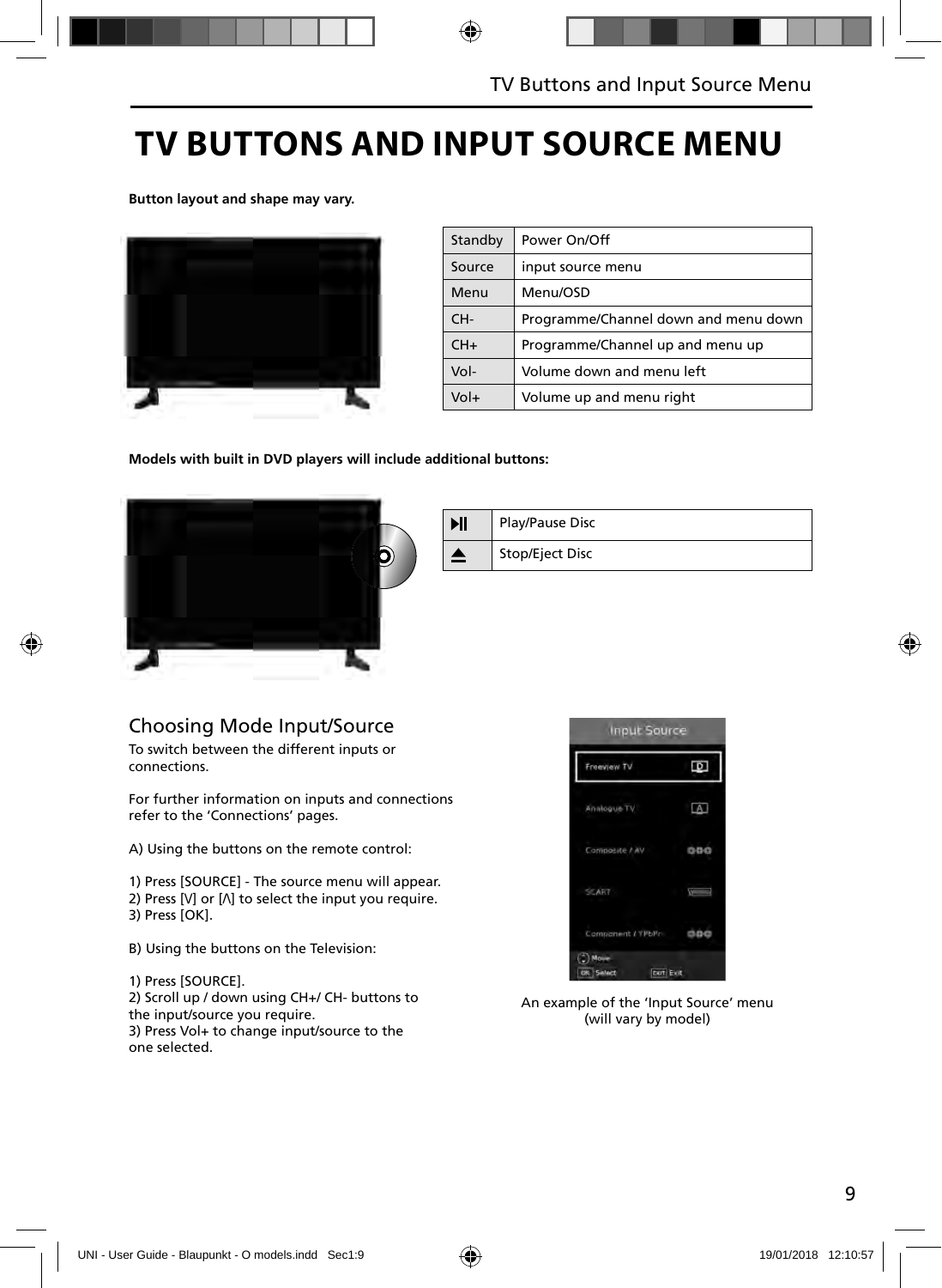# TV BUTTONS AND INPUT SOURCE MENU

**Button layout and shape may vary.**

| Standby | Power On/Off |
|---|---|
| Source | input source menu |
| Menu | Menu/OSD |
| CH- | Programme/Channel down and menu down |
| CH+ | Programme/Channel up and menu up |
| Vol- | Volume down and menu left |
| Vol+ | Volume up and menu right |

**Models with built in DVD players will include additional buttons:**

| ▶II | Play/Pause Disc |
|---|---|
| ⏏ | Stop/Eject Disc |

## Choosing Mode Input/Source

To switch between the different inputs or connections.

For further information on inputs and connections refer to the 'Connections' pages.

A) Using the buttons on the remote control:

1) Press [SOURCE] - The source menu will appear.
2) Press [V] or [Λ] to select the input you require.
3) Press [OK].

B) Using the buttons on the Television:

1) Press [SOURCE].
2) Scroll up / down using CH+/ CH- buttons to the input/source you require.
3) Press Vol+ to change input/source to the one selected.

An example of the 'Input Source' menu (will vary by model)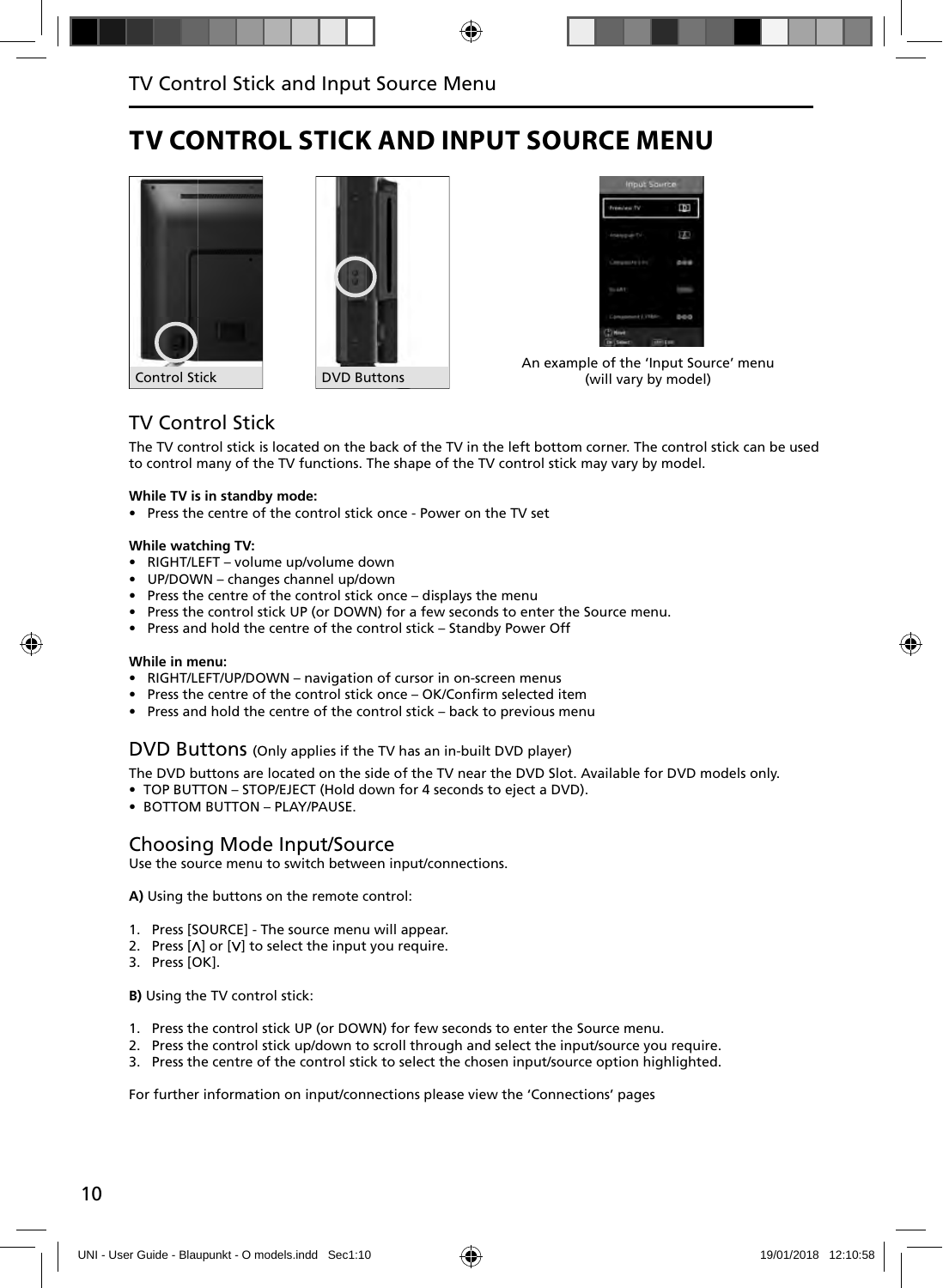# TV CONTROL STICK AND INPUT SOURCE MENU

Control Stick

DVD Buttons

An example of the 'Input Source' menu (will vary by model)

## TV Control Stick

The TV control stick is located on the back of the TV in the left bottom corner. The control stick can be used to control many of the TV functions. The shape of the TV control stick may vary by model.

**While TV is in standby mode:**

- Press the centre of the control stick once - Power on the TV set

**While watching TV:**

- RIGHT/LEFT – volume up/volume down
- UP/DOWN – changes channel up/down
- Press the centre of the control stick once – displays the menu
- Press the control stick UP (or DOWN) for a few seconds to enter the Source menu.
- Press and hold the centre of the control stick – Standby Power Off

**While in menu:**

- RIGHT/LEFT/UP/DOWN – navigation of cursor in on-screen menus
- Press the centre of the control stick once – OK/Confirm selected item
- Press and hold the centre of the control stick – back to previous menu

## DVD Buttons (Only applies if the TV has an in-built DVD player)

The DVD buttons are located on the side of the TV near the DVD Slot. Available for DVD models only.

- TOP BUTTON – STOP/EJECT (Hold down for 4 seconds to eject a DVD).
- BOTTOM BUTTON – PLAY/PAUSE.

## Choosing Mode Input/Source

Use the source menu to switch between input/connections.

**A)** Using the buttons on the remote control:

1. Press [SOURCE] - The source menu will appear.
2. Press [Λ] or [V] to select the input you require.
3. Press [OK].

**B)** Using the TV control stick:

1. Press the control stick UP (or DOWN) for few seconds to enter the Source menu.
2. Press the control stick up/down to scroll through and select the input/source you require.
3. Press the centre of the control stick to select the chosen input/source option highlighted.

For further information on input/connections please view the 'Connections' pages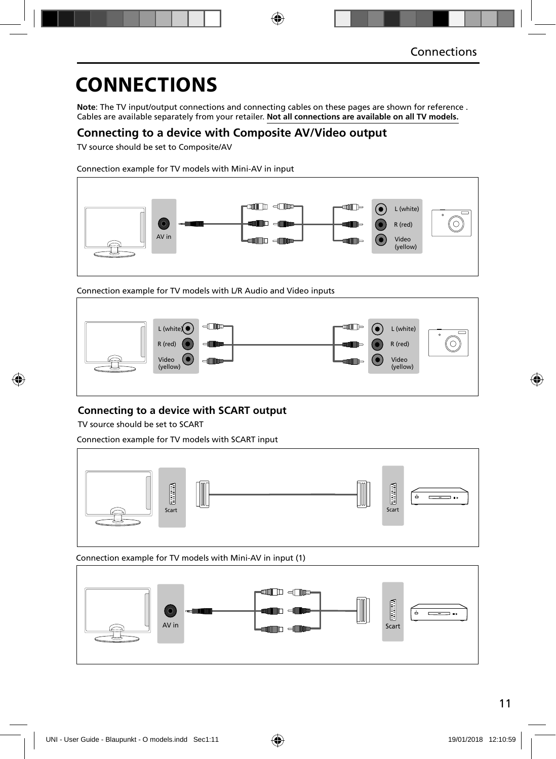# CONNECTIONS

**Note**: The TV input/output connections and connecting cables on these pages are shown for reference . Cables are available separately from your retailer. **Not all connections are available on all TV models.**

## Connecting to a device with Composite AV/Video output

TV source should be set to Composite/AV

Connection example for TV models with Mini-AV in input

AV in

L (white)

R (red)

Video (yellow)

Connection example for TV models with L/R Audio and Video inputs

L (white)

R (red)

Video (yellow)

L (white)

R (red)

Video (yellow)

## Connecting to a device with SCART output

TV source should be set to SCART

Connection example for TV models with SCART input

Scart

Scart

Connection example for TV models with Mini-AV in input (1)

AV in

Scart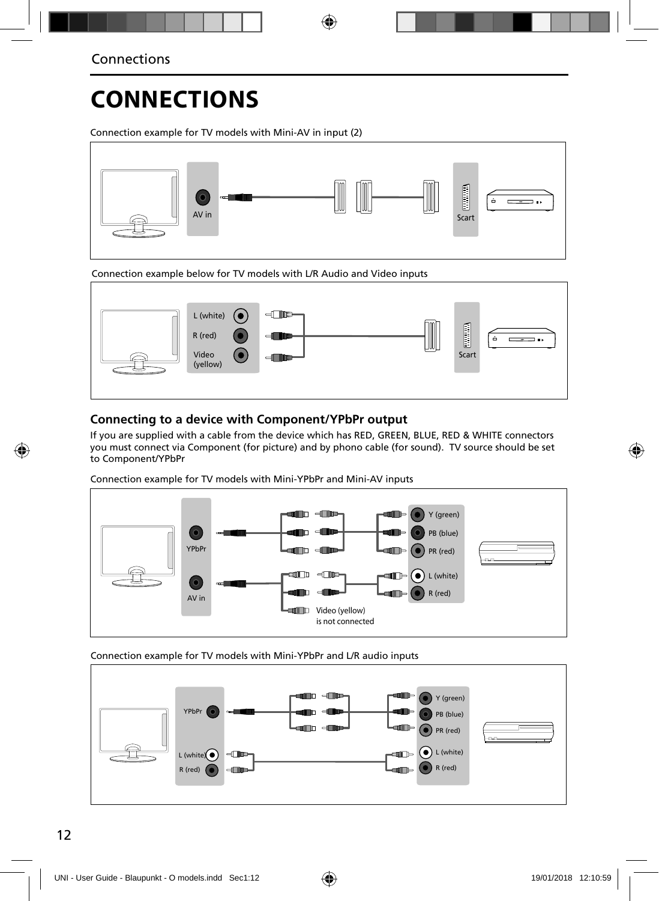# CONNECTIONS

Connection example for TV models with Mini-AV in input (2)

AV in

Scart

Connection example below for TV models with L/R Audio and Video inputs

L (white)

R (red)

Video (yellow)

Scart

## Connecting to a device with Component/YPbPr output

If you are supplied with a cable from the device which has RED, GREEN, BLUE, RED & WHITE connectors you must connect via Component (for picture) and by phono cable (for sound). TV source should be set to Component/YPbPr

Connection example for TV models with Mini-YPbPr and Mini-AV inputs

YPbPr

AV in

Y (green)

PB (blue)

PR (red)

L (white)

R (red)

Video (yellow) is not connected

Connection example for TV models with Mini-YPbPr and L/R audio inputs

YPbPr

L (white)

R (red)

Y (green)

PB (blue)

PR (red)

L (white)

R (red)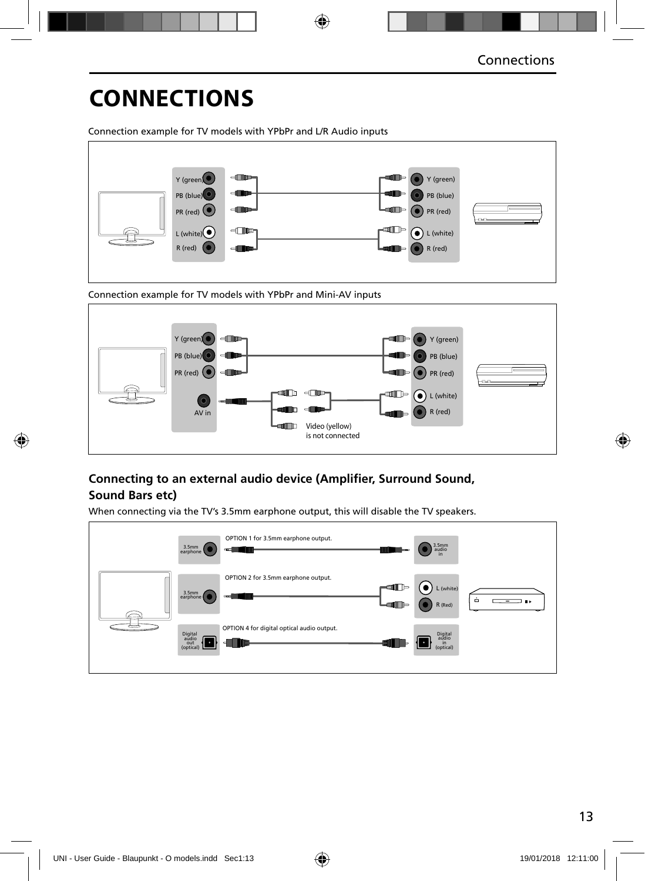# CONNECTIONS

Connection example for TV models with YPbPr and L/R Audio inputs

Y (green) PB (blue) PR (red) L (white) R (red)

Y (green) PB (blue) PR (red) L (white) R (red)

Connection example for TV models with YPbPr and Mini-AV inputs

Y (green) PB (blue) PR (red) AV in

Video (yellow) is not connected

Y (green) PB (blue) PR (red) L (white) R (red)

## Connecting to an external audio device (Amplifier, Surround Sound, Sound Bars etc)

When connecting via the TV's 3.5mm earphone output, this will disable the TV speakers.

3.5mm earphone — OPTION 1 for 3.5mm earphone output. — 3.5mm audio in

3.5mm earphone — OPTION 2 for 3.5mm earphone output. — L (white) R (Red)

Digital audio out (optical) — OPTION 4 for digital optical audio output. — Digital audio in (optical)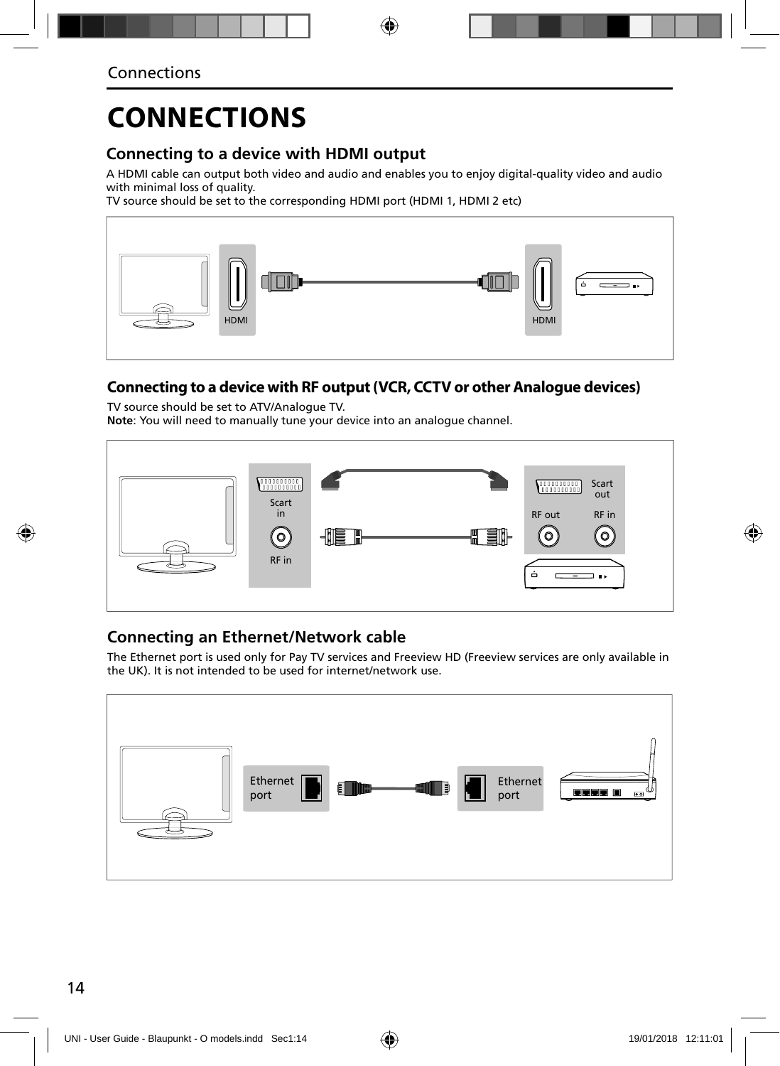# CONNECTIONS

## Connecting to a device with HDMI output

A HDMI cable can output both video and audio and enables you to enjoy digital-quality video and audio with minimal loss of quality.
TV source should be set to the corresponding HDMI port (HDMI 1, HDMI 2 etc)

HDMI HDMI

## Connecting to a device with RF output (VCR, CCTV or other Analogue devices)

TV source should be set to ATV/Analogue TV.
**Note**: You will need to manually tune your device into an analogue channel.

Scart in RF in Scart out RF out RF in

## Connecting an Ethernet/Network cable

The Ethernet port is used only for Pay TV services and Freeview HD (Freeview services are only available in the UK). It is not intended to be used for internet/network use.

Ethernet port Ethernet port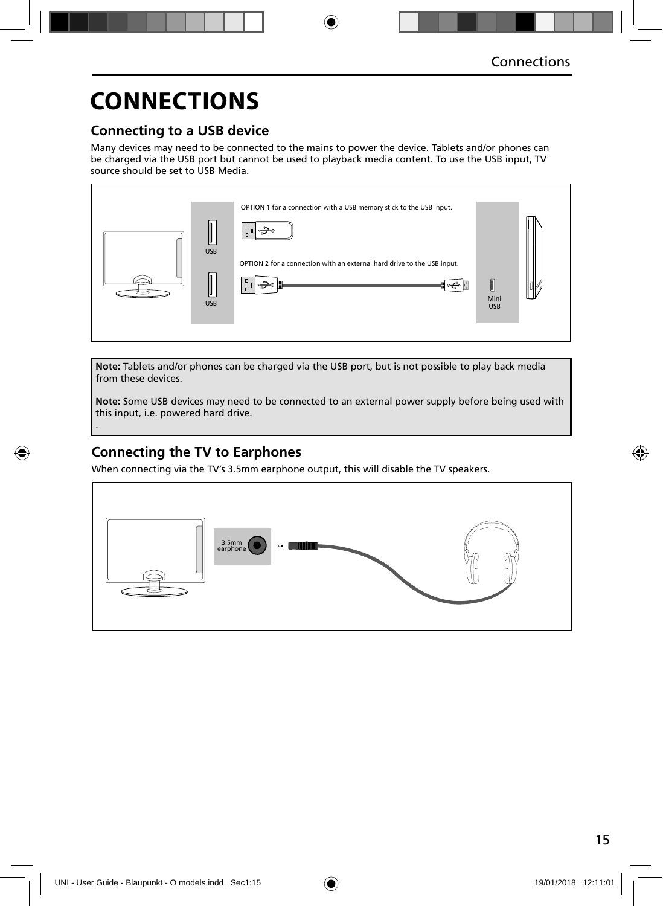# CONNECTIONS

## Connecting to a USB device

Many devices may need to be connected to the mains to power the device. Tablets and/or phones can be charged via the USB port but cannot be used to playback media content. To use the USB input, TV source should be set to USB Media.

OPTION 1 for a connection with a USB memory stick to the USB input.

OPTION 2 for a connection with an external hard drive to the USB input.

USB

USB

Mini USB

**Note:** Tablets and/or phones can be charged via the USB port, but is not possible to play back media from these devices.

**Note:** Some USB devices may need to be connected to an external power supply before being used with this input, i.e. powered hard drive.

## Connecting the TV to Earphones

When connecting via the TV's 3.5mm earphone output, this will disable the TV speakers.

3.5mm earphone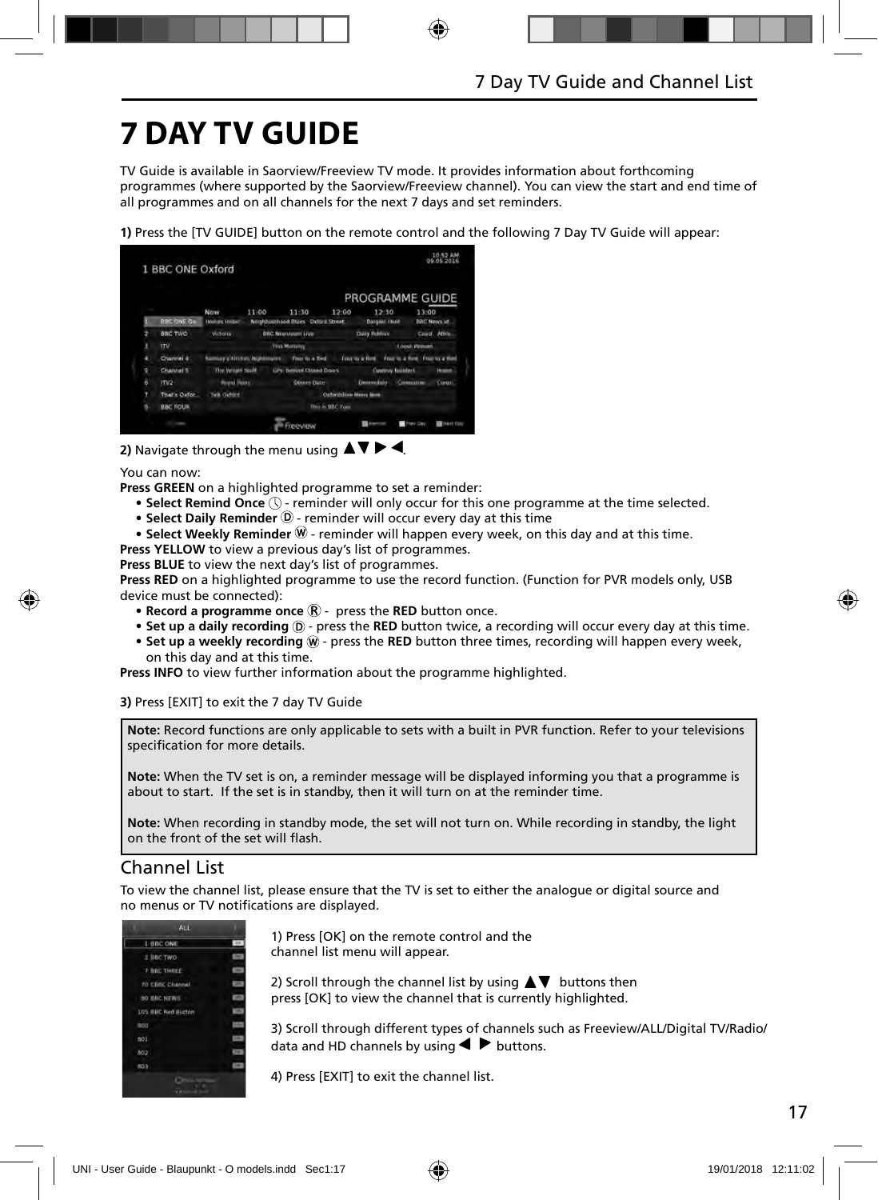# 7 DAY TV GUIDE

TV Guide is available in Saorview/Freeview TV mode. It provides information about forthcoming programmes (where supported by the Saorview/Freeview channel). You can view the start and end time of all programmes and on all channels for the next 7 days and set reminders.

**1)** Press the [TV GUIDE] button on the remote control and the following 7 Day TV Guide will appear:

**2)** Navigate through the menu using ▲▼ ▶ ◀.

You can now:

**Press GREEN** on a highlighted programme to set a reminder:

- **Select Remind Once** Ⓛ - reminder will only occur for this one programme at the time selected.
- **Select Daily Reminder** Ⓓ - reminder will occur every day at this time
- **Select Weekly Reminder** Ⓦ - reminder will happen every week, on this day and at this time.

**Press YELLOW** to view a previous day's list of programmes.

**Press BLUE** to view the next day's list of programmes.

**Press RED** on a highlighted programme to use the record function. (Function for PVR models only, USB device must be connected):

- **Record a programme once** Ⓡ - press the **RED** button once.
- **Set up a daily recording** Ⓓ - press the **RED** button twice, a recording will occur every day at this time.
- **Set up a weekly recording** Ⓦ - press the **RED** button three times, recording will happen every week, on this day and at this time.

**Press INFO** to view further information about the programme highlighted.

**3)** Press [EXIT] to exit the 7 day TV Guide

**Note:** Record functions are only applicable to sets with a built in PVR function. Refer to your televisions specification for more details.

**Note:** When the TV set is on, a reminder message will be displayed informing you that a programme is about to start. If the set is in standby, then it will turn on at the reminder time.

**Note:** When recording in standby mode, the set will not turn on. While recording in standby, the light on the front of the set will flash.

## Channel List

To view the channel list, please ensure that the TV is set to either the analogue or digital source and no menus or TV notifications are displayed.

1) Press [OK] on the remote control and the channel list menu will appear.

2) Scroll through the channel list by using ▲▼ buttons then press [OK] to view the channel that is currently highlighted.

3) Scroll through different types of channels such as Freeview/ALL/Digital TV/Radio/ data and HD channels by using ◀ ▶ buttons.

4) Press [EXIT] to exit the channel list.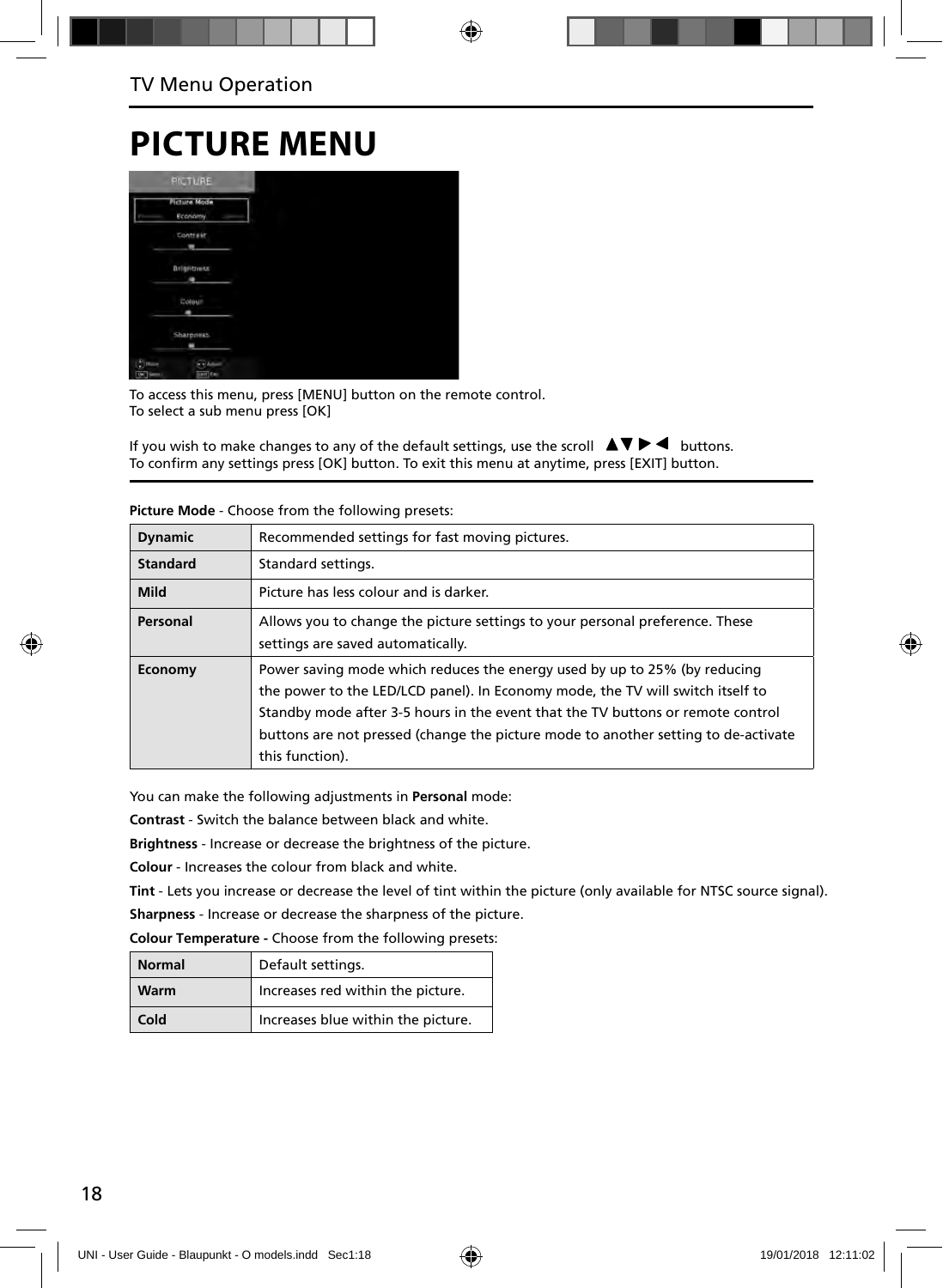TV Menu Operation

# PICTURE MENU

To access this menu, press [MENU] button on the remote control.
To select a sub menu press [OK]

If you wish to make changes to any of the default settings, use the scroll ▲▼ ▶ ◀ buttons.
To confirm any settings press [OK] button. To exit this menu at anytime, press [EXIT] button.

**Picture Mode** - Choose from the following presets:

| | |
|---|---|
| **Dynamic** | Recommended settings for fast moving pictures. |
| **Standard** | Standard settings. |
| **Mild** | Picture has less colour and is darker. |
| **Personal** | Allows you to change the picture settings to your personal preference. These settings are saved automatically. |
| **Economy** | Power saving mode which reduces the energy used by up to 25% (by reducing the power to the LED/LCD panel). In Economy mode, the TV will switch itself to Standby mode after 3-5 hours in the event that the TV buttons or remote control buttons are not pressed (change the picture mode to another setting to de-activate this function). |

You can make the following adjustments in **Personal** mode:

**Contrast** - Switch the balance between black and white.

**Brightness** - Increase or decrease the brightness of the picture.

**Colour** - Increases the colour from black and white.

**Tint** - Lets you increase or decrease the level of tint within the picture (only available for NTSC source signal).

**Sharpness** - Increase or decrease the sharpness of the picture.

**Colour Temperature -** Choose from the following presets:

| | |
|---|---|
| **Normal** | Default settings. |
| **Warm** | Increases red within the picture. |
| **Cold** | Increases blue within the picture. |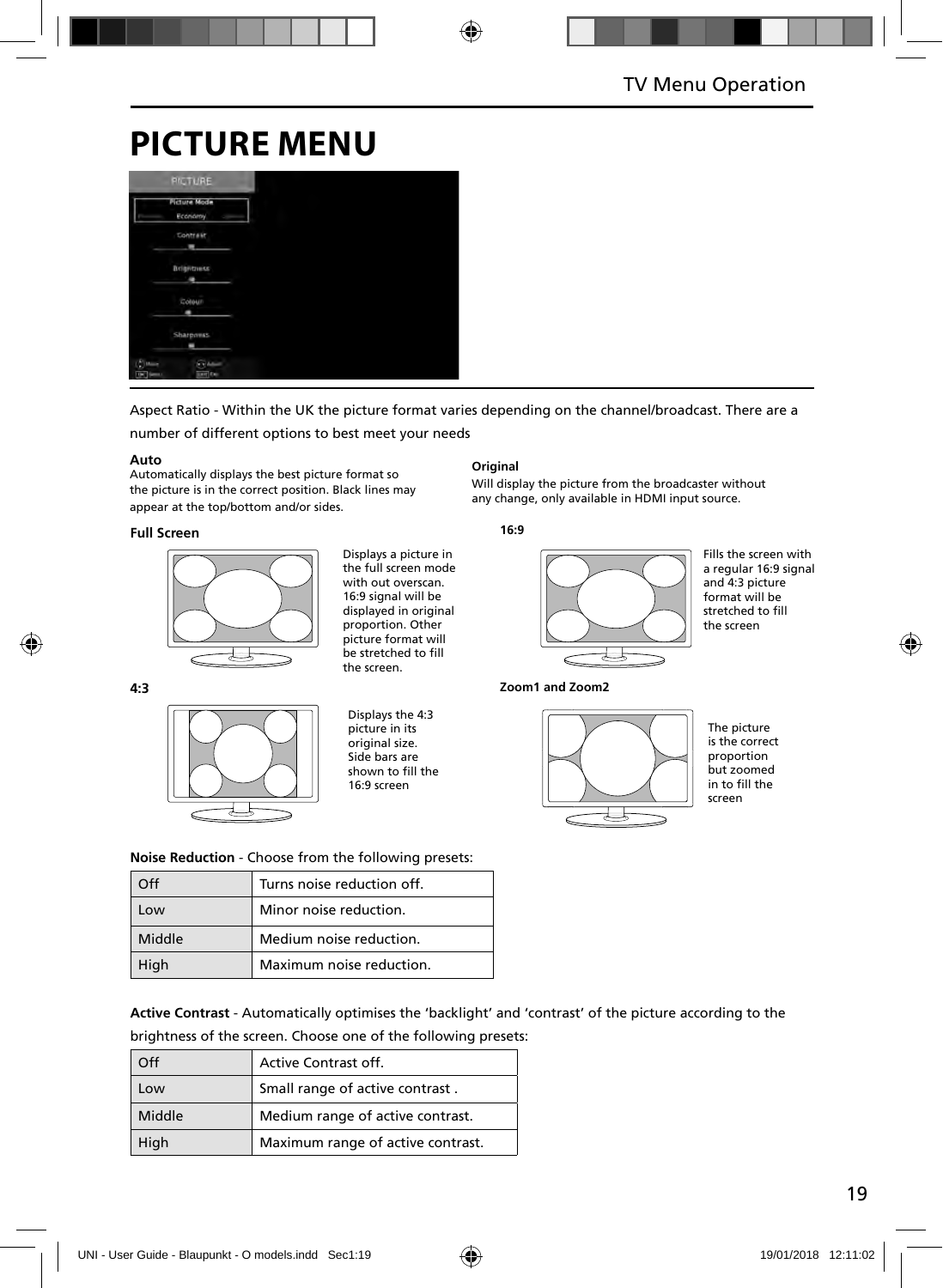# PICTURE MENU

Aspect Ratio - Within the UK the picture format varies depending on the channel/broadcast. There are a number of different options to best meet your needs

**Auto**
Automatically displays the best picture format so the picture is in the correct position. Black lines may appear at the top/bottom and/or sides.

**Original**
Will display the picture from the broadcaster without any change, only available in HDMI input source.

**Full Screen**

Displays a picture in the full screen mode with out overscan. 16:9 signal will be displayed in original proportion. Other picture format will be stretched to fill the screen.

**16:9**

Fills the screen with a regular 16:9 signal and 4:3 picture format will be stretched to fill the screen

**4:3**

Displays the 4:3 picture in its original size. Side bars are shown to fill the 16:9 screen

**Zoom1 and Zoom2**

The picture is the correct proportion but zoomed in to fill the screen

**Noise Reduction** - Choose from the following presets:

| Off | Turns noise reduction off. |
|---|---|
| Low | Minor noise reduction. |
| Middle | Medium noise reduction. |
| High | Maximum noise reduction. |

**Active Contrast** - Automatically optimises the 'backlight' and 'contrast' of the picture according to the brightness of the screen. Choose one of the following presets:

| Off | Active Contrast off. |
|---|---|
| Low | Small range of active contrast . |
| Middle | Medium range of active contrast. |
| High | Maximum range of active contrast. |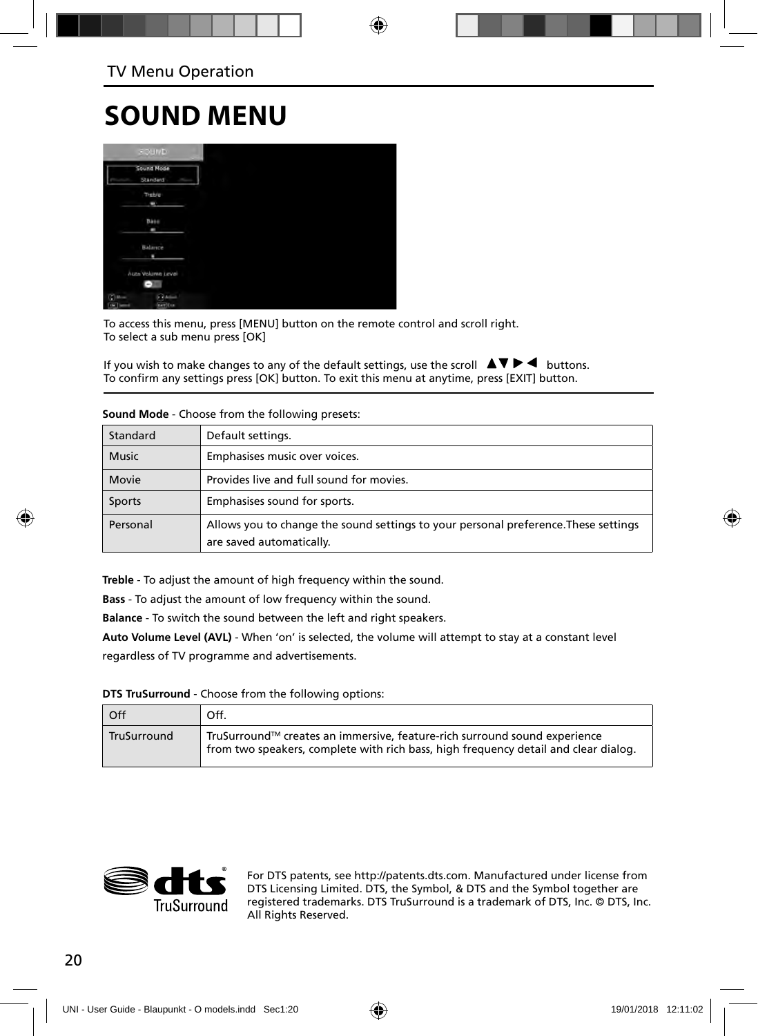TV Menu Operation

# SOUND MENU

To access this menu, press [MENU] button on the remote control and scroll right.
To select a sub menu press [OK]

If you wish to make changes to any of the default settings, use the scroll ▲▼▶◀ buttons.
To confirm any settings press [OK] button. To exit this menu at anytime, press [EXIT] button.

**Sound Mode** - Choose from the following presets:

| | |
|---|---|
| Standard | Default settings. |
| Music | Emphasises music over voices. |
| Movie | Provides live and full sound for movies. |
| Sports | Emphasises sound for sports. |
| Personal | Allows you to change the sound settings to your personal preference.These settings are saved automatically. |

**Treble** - To adjust the amount of high frequency within the sound.

**Bass** - To adjust the amount of low frequency within the sound.

**Balance** - To switch the sound between the left and right speakers.

**Auto Volume Level (AVL)** - When 'on' is selected, the volume will attempt to stay at a constant level regardless of TV programme and advertisements.

**DTS TruSurround** - Choose from the following options:

| | |
|---|---|
| Off | Off. |
| TruSurround | TruSurround™ creates an immersive, feature-rich surround sound experience from two speakers, complete with rich bass, high frequency detail and clear dialog. |

For DTS patents, see http://patents.dts.com. Manufactured under license from DTS Licensing Limited. DTS, the Symbol, & DTS and the Symbol together are registered trademarks. DTS TruSurround is a trademark of DTS, Inc. © DTS, Inc. All Rights Reserved.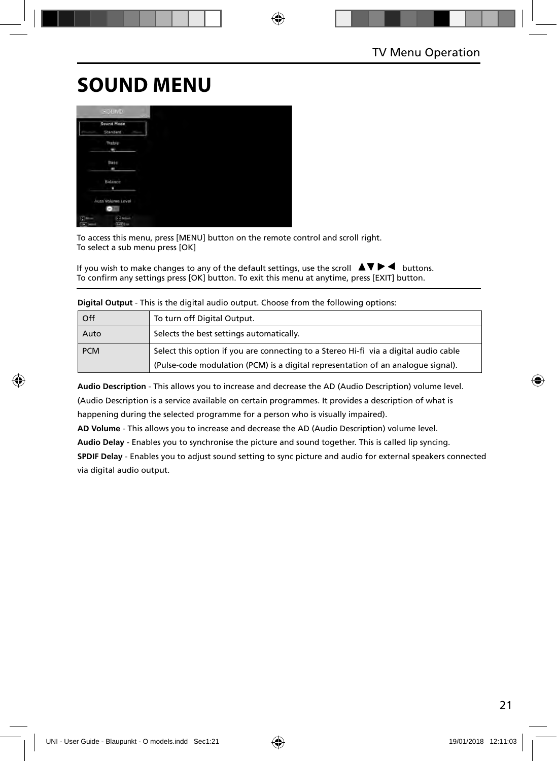# SOUND MENU

To access this menu, press [MENU] button on the remote control and scroll right.
To select a sub menu press [OK]

If you wish to make changes to any of the default settings, use the scroll ▲▼▶◀ buttons.
To confirm any settings press [OK] button. To exit this menu at anytime, press [EXIT] button.

**Digital Output** - This is the digital audio output. Choose from the following options:

| Off | To turn off Digital Output. |
|---|---|
| Auto | Selects the best settings automatically. |
| PCM | Select this option if you are connecting to a Stereo Hi-fi via a digital audio cable (Pulse-code modulation (PCM) is a digital representation of an analogue signal). |

**Audio Description** - This allows you to increase and decrease the AD (Audio Description) volume level. (Audio Description is a service available on certain programmes. It provides a description of what is happening during the selected programme for a person who is visually impaired).

**AD Volume** - This allows you to increase and decrease the AD (Audio Description) volume level.

**Audio Delay** - Enables you to synchronise the picture and sound together. This is called lip syncing.

**SPDIF Delay** - Enables you to adjust sound setting to sync picture and audio for external speakers connected via digital audio output.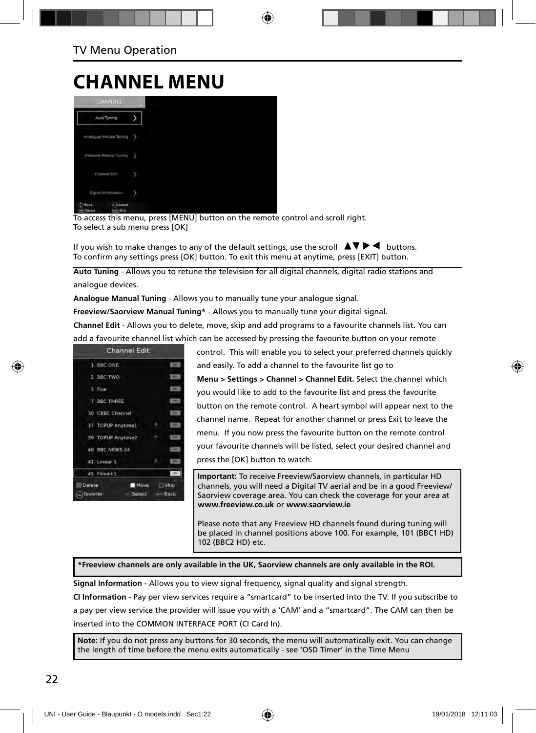# CHANNEL MENU

To access this menu, press [MENU] button on the remote control and scroll right.
To select a sub menu press [OK]

If you wish to make changes to any of the default settings, use the scroll ▲▼▶◀ buttons.
To confirm any settings press [OK] button. To exit this menu at anytime, press [EXIT] button.

**Auto Tuning** - Allows you to retune the television for all digital channels, digital radio stations and analogue devices.

**Analogue Manual Tuning** - Allows you to manually tune your analogue signal.

**Freeview/Saorview Manual Tuning*** - Allows you to manually tune your digital signal.

**Channel Edit** - Allows you to delete, move, skip and add programs to a favourite channels list. You can add a favourite channel list which can be accessed by pressing the favourite button on your remote control. This will enable you to select your preferred channels quickly and easily. To add a channel to the favourite list go to **Menu > Settings > Channel > Channel Edit.** Select the channel which you would like to add to the favourite list and press the favourite button on the remote control. A heart symbol will appear next to the channel name. Repeat for another channel or press Exit to leave the menu. If you now press the favourite button on the remote control your favourite channels will be listed, select your desired channel and press the [OK] button to watch.

**Important:** To receive Freeview/Saorview channels, in particular HD channels, you will need a Digital TV aerial and be in a good Freeview/Saorview coverage area. You can check the coverage for your area at **www.freeview.co.uk** or **www.saorview.ie**

Please note that any Freeview HD channels found during tuning will be placed in channel positions above 100. For example, 101 (BBC1 HD) 102 (BBC2 HD) etc.

***Freeview channels are only available in the UK, Saorview channels are only available in the ROI.**

**Signal Information** - Allows you to view signal frequency, signal quality and signal strength.

**CI Information** - Pay per view services require a "smartcard" to be inserted into the TV. If you subscribe to a pay per view service the provider will issue you with a 'CAM' and a "smartcard". The CAM can then be inserted into the COMMON INTERFACE PORT (CI Card In).

**Note:** If you do not press any buttons for 30 seconds, the menu will automatically exit. You can change the length of time before the menu exits automatically - see 'OSD Timer' in the Time Menu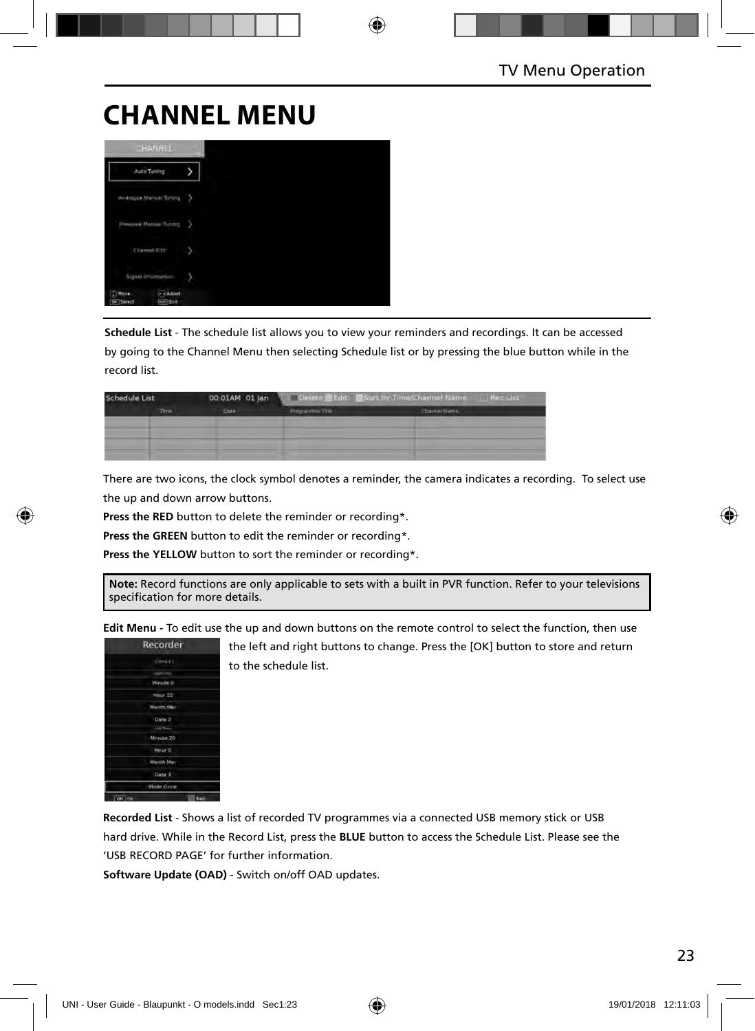# CHANNEL MENU

**Schedule List** - The schedule list allows you to view your reminders and recordings. It can be accessed by going to the Channel Menu then selecting Schedule list or by pressing the blue button while in the record list.

There are two icons, the clock symbol denotes a reminder, the camera indicates a recording. To select use the up and down arrow buttons.

**Press the RED** button to delete the reminder or recording*.

**Press the GREEN** button to edit the reminder or recording*.

**Press the YELLOW** button to sort the reminder or recording*.

**Note:** Record functions are only applicable to sets with a built in PVR function. Refer to your televisions specification for more details.

**Edit Menu -** To edit use the up and down buttons on the remote control to select the function, then use the left and right buttons to change. Press the [OK] button to store and return to the schedule list.

**Recorded List** - Shows a list of recorded TV programmes via a connected USB memory stick or USB hard drive. While in the Record List, press the **BLUE** button to access the Schedule List. Please see the 'USB RECORD PAGE' for further information.

**Software Update (OAD)** - Switch on/off OAD updates.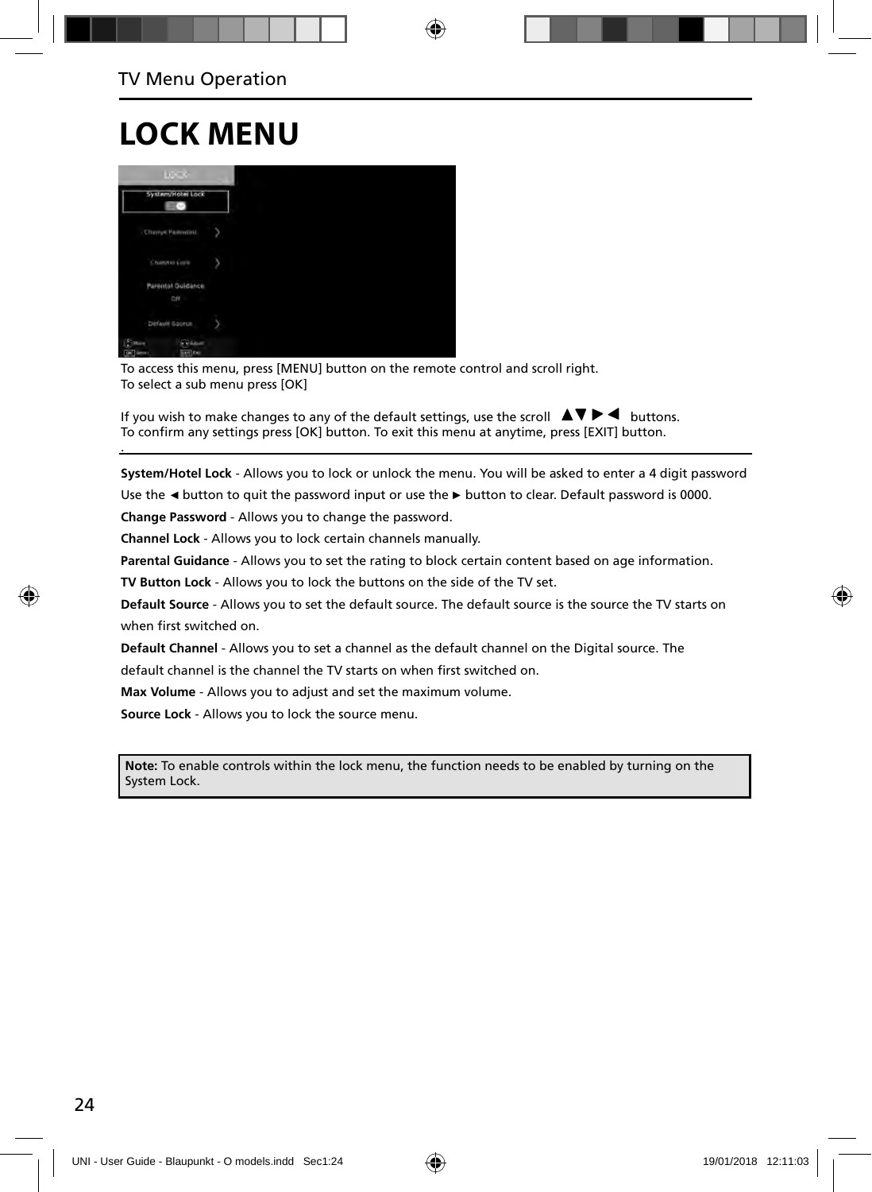# LOCK MENU

To access this menu, press [MENU] button on the remote control and scroll right.
To select a sub menu press [OK]

If you wish to make changes to any of the default settings, use the scroll ▲▼►◄ buttons.
To confirm any settings press [OK] button. To exit this menu at anytime, press [EXIT] button.

**System/Hotel Lock** - Allows you to lock or unlock the menu. You will be asked to enter a 4 digit password Use the ◄ button to quit the password input or use the ► button to clear. Default password is 0000.

**Change Password** - Allows you to change the password.

**Channel Lock** - Allows you to lock certain channels manually.

**Parental Guidance** - Allows you to set the rating to block certain content based on age information.

**TV Button Lock** - Allows you to lock the buttons on the side of the TV set.

**Default Source** - Allows you to set the default source. The default source is the source the TV starts on when first switched on.

**Default Channel** - Allows you to set a channel as the default channel on the Digital source. The default channel is the channel the TV starts on when first switched on.

**Max Volume** - Allows you to adjust and set the maximum volume.

**Source Lock** - Allows you to lock the source menu.

**Note:** To enable controls within the lock menu, the function needs to be enabled by turning on the System Lock.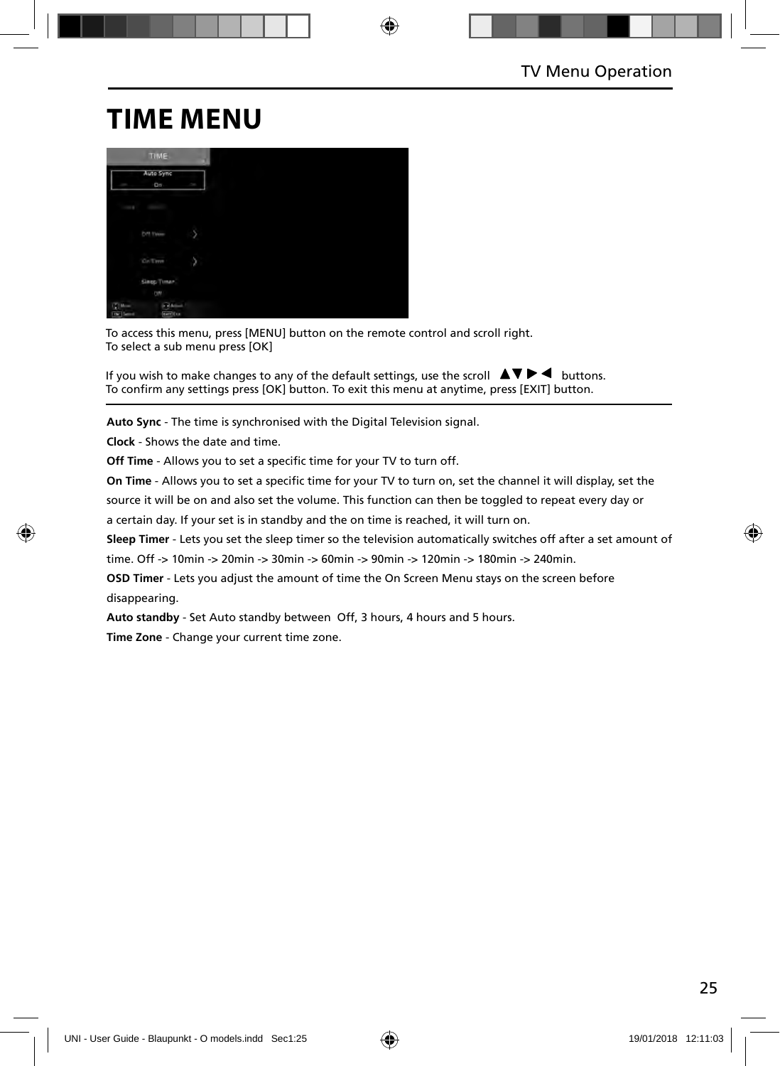# TIME MENU

To access this menu, press [MENU] button on the remote control and scroll right.
To select a sub menu press [OK]

If you wish to make changes to any of the default settings, use the scroll ▲▼▶◀ buttons.
To confirm any settings press [OK] button. To exit this menu at anytime, press [EXIT] button.

**Auto Sync** - The time is synchronised with the Digital Television signal.

**Clock** - Shows the date and time.

**Off Time** - Allows you to set a specific time for your TV to turn off.

**On Time** - Allows you to set a specific time for your TV to turn on, set the channel it will display, set the source it will be on and also set the volume. This function can then be toggled to repeat every day or a certain day. If your set is in standby and the on time is reached, it will turn on.

**Sleep Timer** - Lets you set the sleep timer so the television automatically switches off after a set amount of time. Off -> 10min -> 20min -> 30min -> 60min -> 90min -> 120min -> 180min -> 240min.

**OSD Timer** - Lets you adjust the amount of time the On Screen Menu stays on the screen before disappearing.

**Auto standby** - Set Auto standby between Off, 3 hours, 4 hours and 5 hours.

**Time Zone** - Change your current time zone.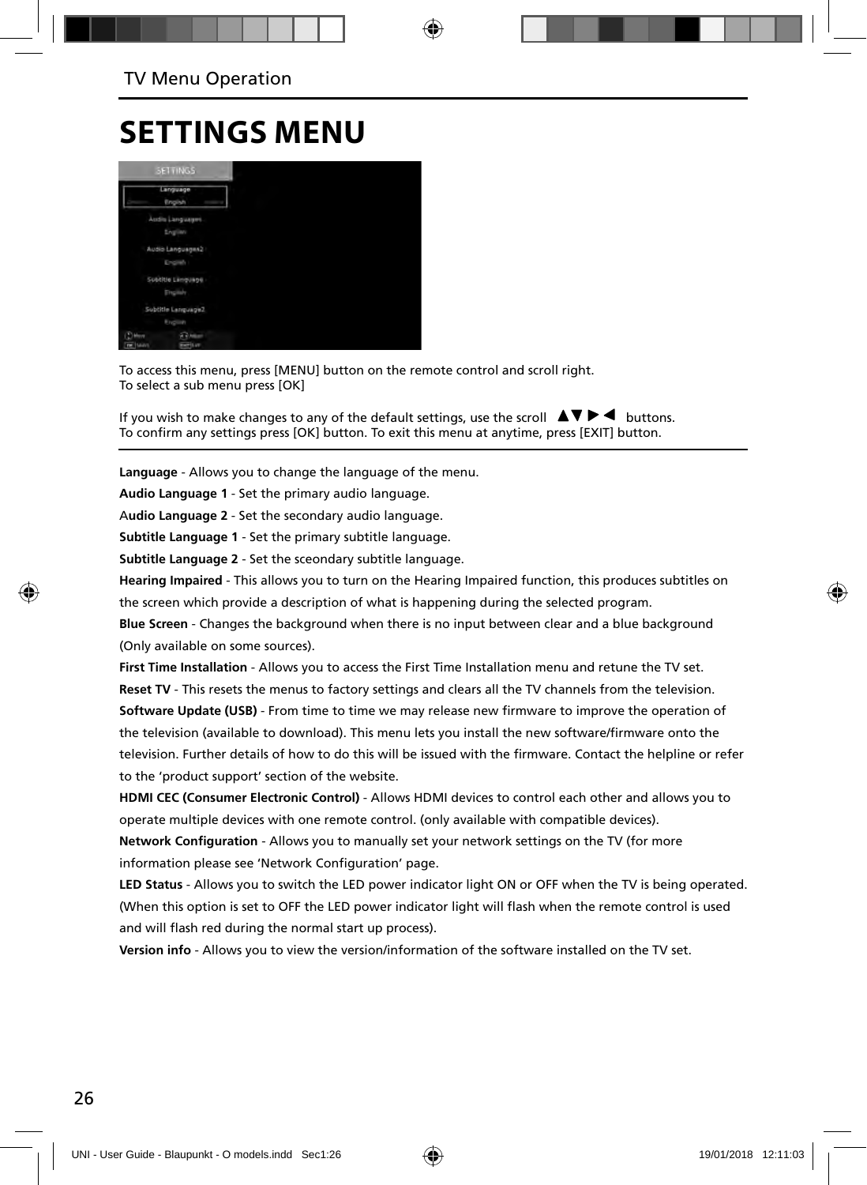TV Menu Operation

# SETTINGS MENU

To access this menu, press [MENU] button on the remote control and scroll right.
To select a sub menu press [OK]

If you wish to make changes to any of the default settings, use the scroll ▲▼▶◀ buttons.
To confirm any settings press [OK] button. To exit this menu at anytime, press [EXIT] button.

**Language** - Allows you to change the language of the menu.

**Audio Language 1** - Set the primary audio language.

A**udio Language 2** - Set the secondary audio language.

**Subtitle Language 1** - Set the primary subtitle language.

**Subtitle Language 2** - Set the sceondary subtitle language.

**Hearing Impaired** - This allows you to turn on the Hearing Impaired function, this produces subtitles on the screen which provide a description of what is happening during the selected program.

**Blue Screen** - Changes the background when there is no input between clear and a blue background (Only available on some sources).

**First Time Installation** - Allows you to access the First Time Installation menu and retune the TV set.

**Reset TV** - This resets the menus to factory settings and clears all the TV channels from the television.

**Software Update (USB)** - From time to time we may release new firmware to improve the operation of the television (available to download). This menu lets you install the new software/firmware onto the television. Further details of how to do this will be issued with the firmware. Contact the helpline or refer to the 'product support' section of the website.

**HDMI CEC (Consumer Electronic Control)** - Allows HDMI devices to control each other and allows you to operate multiple devices with one remote control. (only available with compatible devices).

**Network Configuration** - Allows you to manually set your network settings on the TV (for more information please see 'Network Configuration' page.

**LED Status** - Allows you to switch the LED power indicator light ON or OFF when the TV is being operated. (When this option is set to OFF the LED power indicator light will flash when the remote control is used and will flash red during the normal start up process).

**Version info** - Allows you to view the version/information of the software installed on the TV set.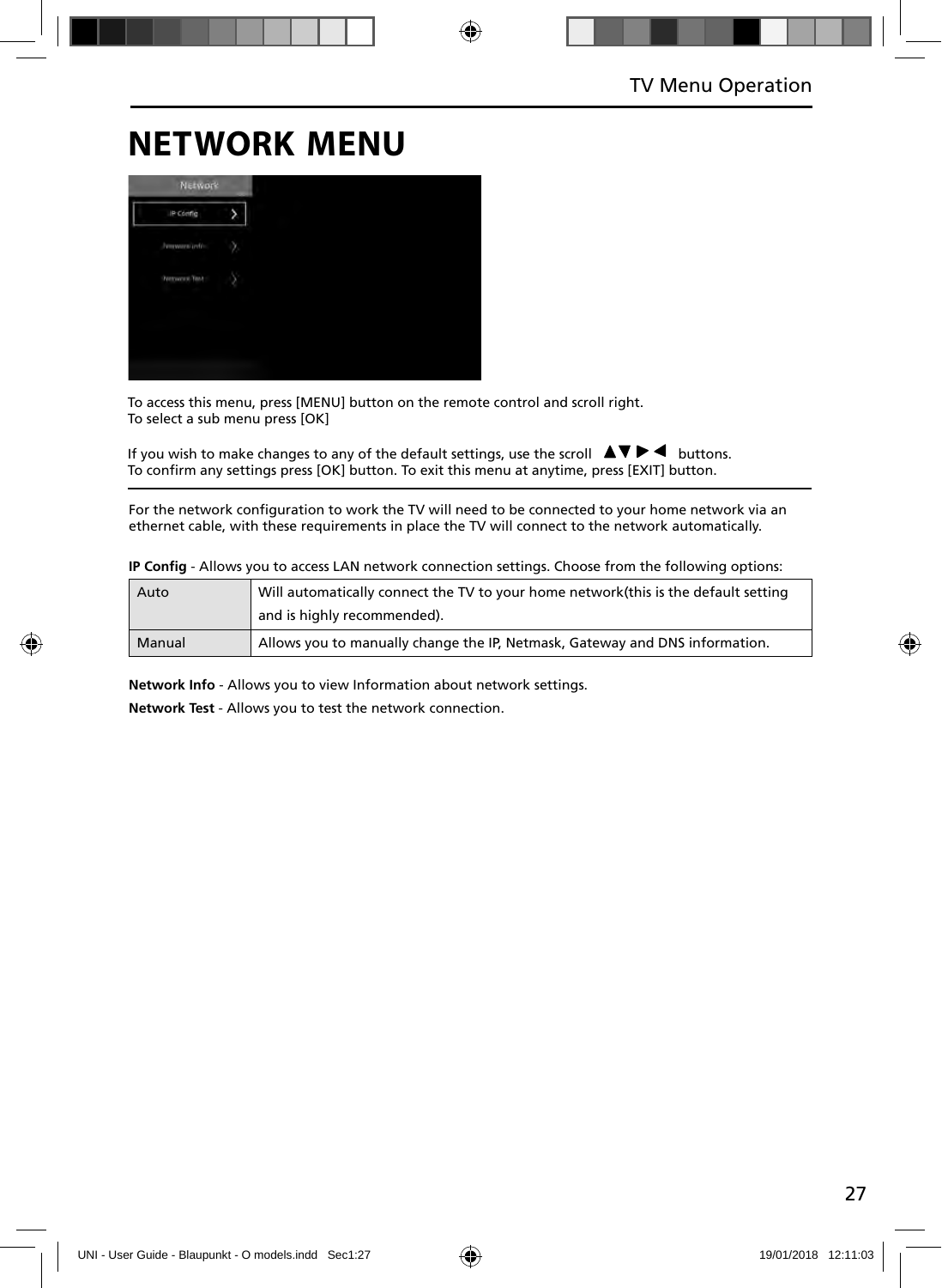# NETWORK MENU

To access this menu, press [MENU] button on the remote control and scroll right.
To select a sub menu press [OK]

If you wish to make changes to any of the default settings, use the scroll ▲▼▶◀ buttons.
To confirm any settings press [OK] button. To exit this menu at anytime, press [EXIT] button.

For the network configuration to work the TV will need to be connected to your home network via an ethernet cable, with these requirements in place the TV will connect to the network automatically.

**IP Config** - Allows you to access LAN network connection settings. Choose from the following options:

| | |
|---|---|
| Auto | Will automatically connect the TV to your home network(this is the default setting and is highly recommended). |
| Manual | Allows you to manually change the IP, Netmask, Gateway and DNS information. |

**Network Info** - Allows you to view Information about network settings.

**Network Test** - Allows you to test the network connection.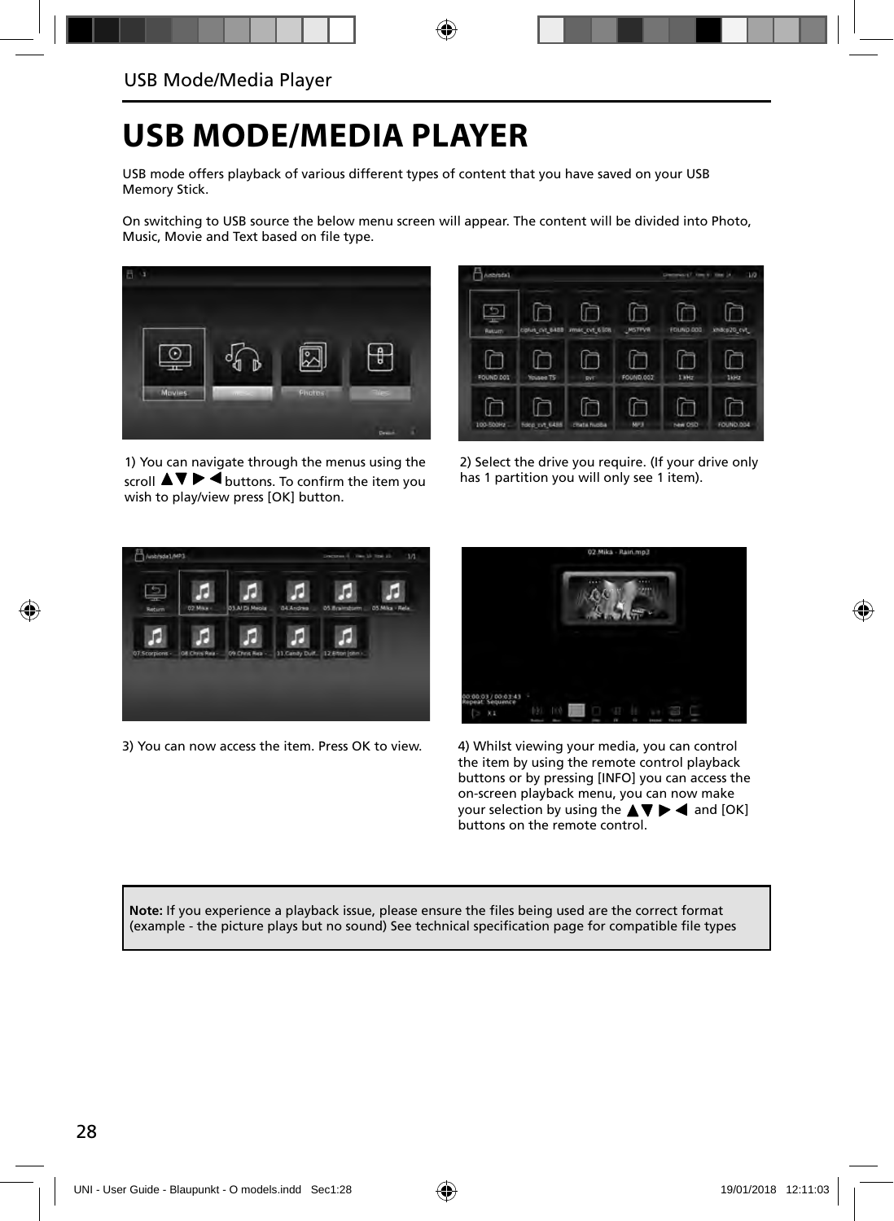# USB MODE/MEDIA PLAYER

USB mode offers playback of various different types of content that you have saved on your USB Memory Stick.

On switching to USB source the below menu screen will appear. The content will be divided into Photo, Music, Movie and Text based on file type.

1) You can navigate through the menus using the scroll ▲▼ ▶ ◀ buttons. To confirm the item you wish to play/view press [OK] button.

2) Select the drive you require. (If your drive only has 1 partition you will only see 1 item).

3) You can now access the item. Press OK to view.

4) Whilst viewing your media, you can control the item by using the remote control playback buttons or by pressing [INFO] you can access the on-screen playback menu, you can now make your selection by using the ▲▼ ▶ ◀ and [OK] buttons on the remote control.

**Note:** If you experience a playback issue, please ensure the files being used are the correct format (example - the picture plays but no sound) See technical specification page for compatible file types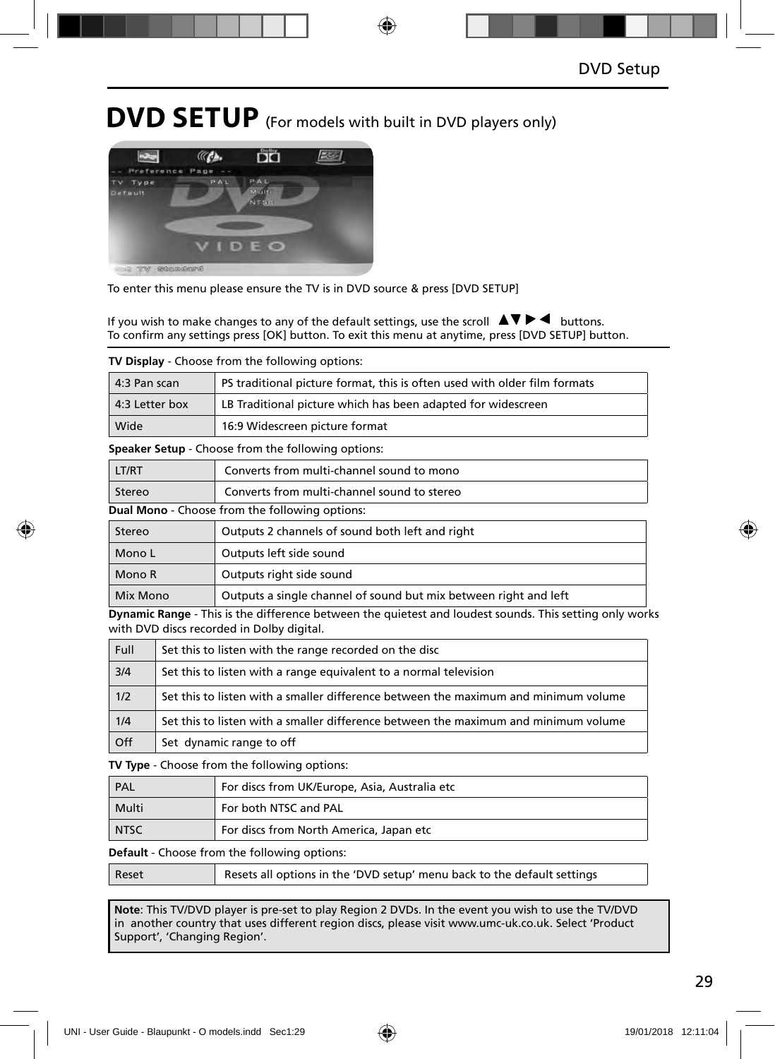# DVD SETUP (For models with built in DVD players only)

To enter this menu please ensure the TV is in DVD source & press [DVD SETUP]

If you wish to make changes to any of the default settings, use the scroll ▲▼►◄ buttons.
To confirm any settings press [OK] button. To exit this menu at anytime, press [DVD SETUP] button.

**TV Display** - Choose from the following options:

| 4:3 Pan scan | PS traditional picture format, this is often used with older film formats |
|---|---|
| 4:3 Letter box | LB Traditional picture which has been adapted for widescreen |
| Wide | 16:9 Widescreen picture format |

**Speaker Setup** - Choose from the following options:

| LT/RT | Converts from multi-channel sound to mono |
|---|---|
| Stereo | Converts from multi-channel sound to stereo |

**Dual Mono** - Choose from the following options:

| Stereo | Outputs 2 channels of sound both left and right |
|---|---|
| Mono L | Outputs left side sound |
| Mono R | Outputs right side sound |
| Mix Mono | Outputs a single channel of sound but mix between right and left |

**Dynamic Range** - This is the difference between the quietest and loudest sounds. This setting only works with DVD discs recorded in Dolby digital.

| Full | Set this to listen with the range recorded on the disc |
|---|---|
| 3/4 | Set this to listen with a range equivalent to a normal television |
| 1/2 | Set this to listen with a smaller difference between the maximum and minimum volume |
| 1/4 | Set this to listen with a smaller difference between the maximum and minimum volume |
| Off | Set dynamic range to off |

**TV Type** - Choose from the following options:

| PAL | For discs from UK/Europe, Asia, Australia etc |
|---|---|
| Multi | For both NTSC and PAL |
| NTSC | For discs from North America, Japan etc |

**Default** - Choose from the following options:

| Reset | Resets all options in the 'DVD setup' menu back to the default settings |
|---|---|

**Note**: This TV/DVD player is pre-set to play Region 2 DVDs. In the event you wish to use the TV/DVD in another country that uses different region discs, please visit www.umc-uk.co.uk. Select 'Product Support', 'Changing Region'.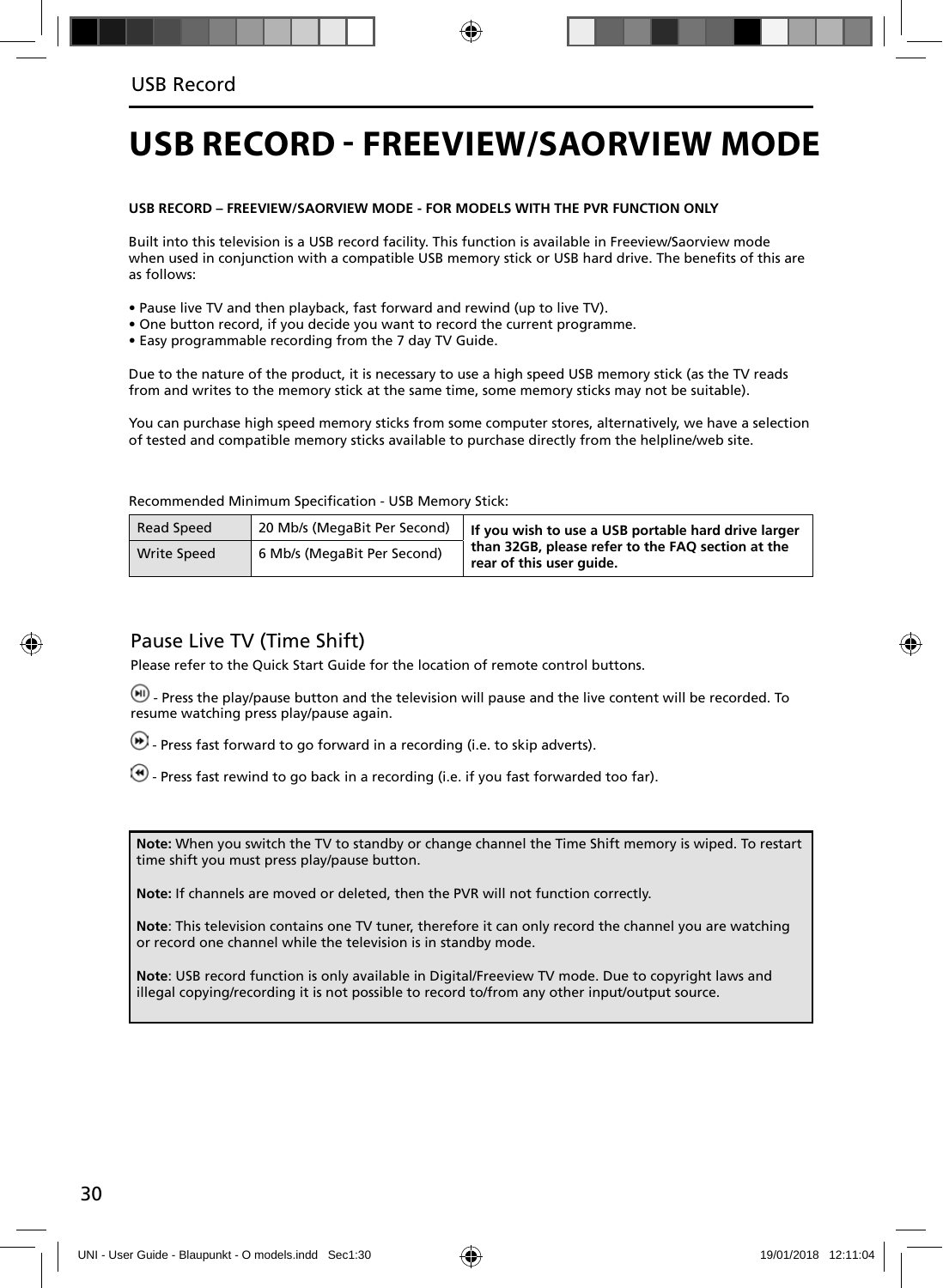# USB RECORD - FREEVIEW/SAORVIEW MODE

**USB RECORD – FREEVIEW/SAORVIEW MODE - FOR MODELS WITH THE PVR FUNCTION ONLY**

Built into this television is a USB record facility. This function is available in Freeview/Saorview mode when used in conjunction with a compatible USB memory stick or USB hard drive. The benefits of this are as follows:

- Pause live TV and then playback, fast forward and rewind (up to live TV).
- One button record, if you decide you want to record the current programme.
- Easy programmable recording from the 7 day TV Guide.

Due to the nature of the product, it is necessary to use a high speed USB memory stick (as the TV reads from and writes to the memory stick at the same time, some memory sticks may not be suitable).

You can purchase high speed memory sticks from some computer stores, alternatively, we have a selection of tested and compatible memory sticks available to purchase directly from the helpline/web site.

Recommended Minimum Specification - USB Memory Stick:

| Read Speed | 20 Mb/s (MegaBit Per Second) | **If you wish to use a USB portable hard drive larger than 32GB, please refer to the FAQ section at the rear of this user guide.** |
|---|---|---|
| Write Speed | 6 Mb/s (MegaBit Per Second) | |

## Pause Live TV (Time Shift)

Please refer to the Quick Start Guide for the location of remote control buttons.

- Press the play/pause button and the television will pause and the live content will be recorded. To resume watching press play/pause again.

- Press fast forward to go forward in a recording (i.e. to skip adverts).

- Press fast rewind to go back in a recording (i.e. if you fast forwarded too far).

**Note:** When you switch the TV to standby or change channel the Time Shift memory is wiped. To restart time shift you must press play/pause button.

**Note:** If channels are moved or deleted, then the PVR will not function correctly.

**Note**: This television contains one TV tuner, therefore it can only record the channel you are watching or record one channel while the television is in standby mode.

**Note**: USB record function is only available in Digital/Freeview TV mode. Due to copyright laws and illegal copying/recording it is not possible to record to/from any other input/output source.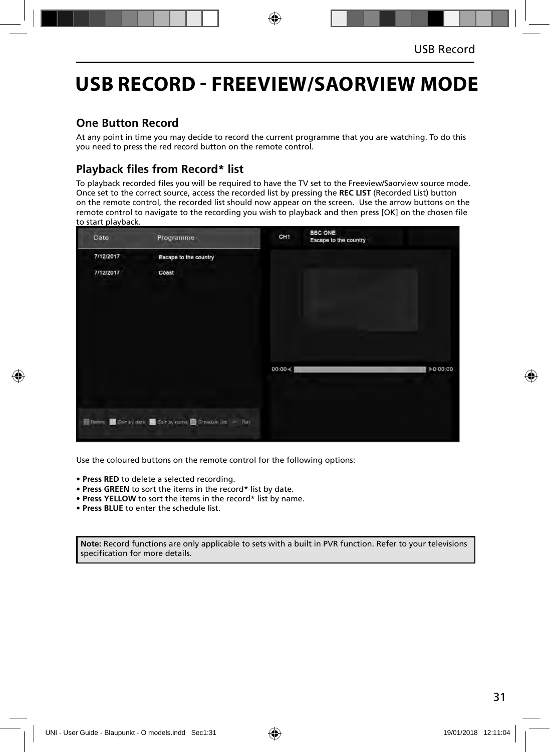# USB RECORD - FREEVIEW/SAORVIEW MODE

## One Button Record

At any point in time you may decide to record the current programme that you are watching. To do this you need to press the red record button on the remote control.

## Playback files from Record* list

To playback recorded files you will be required to have the TV set to the Freeview/Saorview source mode. Once set to the correct source, access the recorded list by pressing the **REC LIST** (Recorded List) button on the remote control, the recorded list should now appear on the screen. Use the arrow buttons on the remote control to navigate to the recording you wish to playback and then press [OK] on the chosen file to start playback.

Use the coloured buttons on the remote control for the following options:

- **Press RED** to delete a selected recording.
- **Press GREEN** to sort the items in the record* list by date.
- **Press YELLOW** to sort the items in the record* list by name.
- **Press BLUE** to enter the schedule list.

**Note:** Record functions are only applicable to sets with a built in PVR function. Refer to your televisions specification for more details.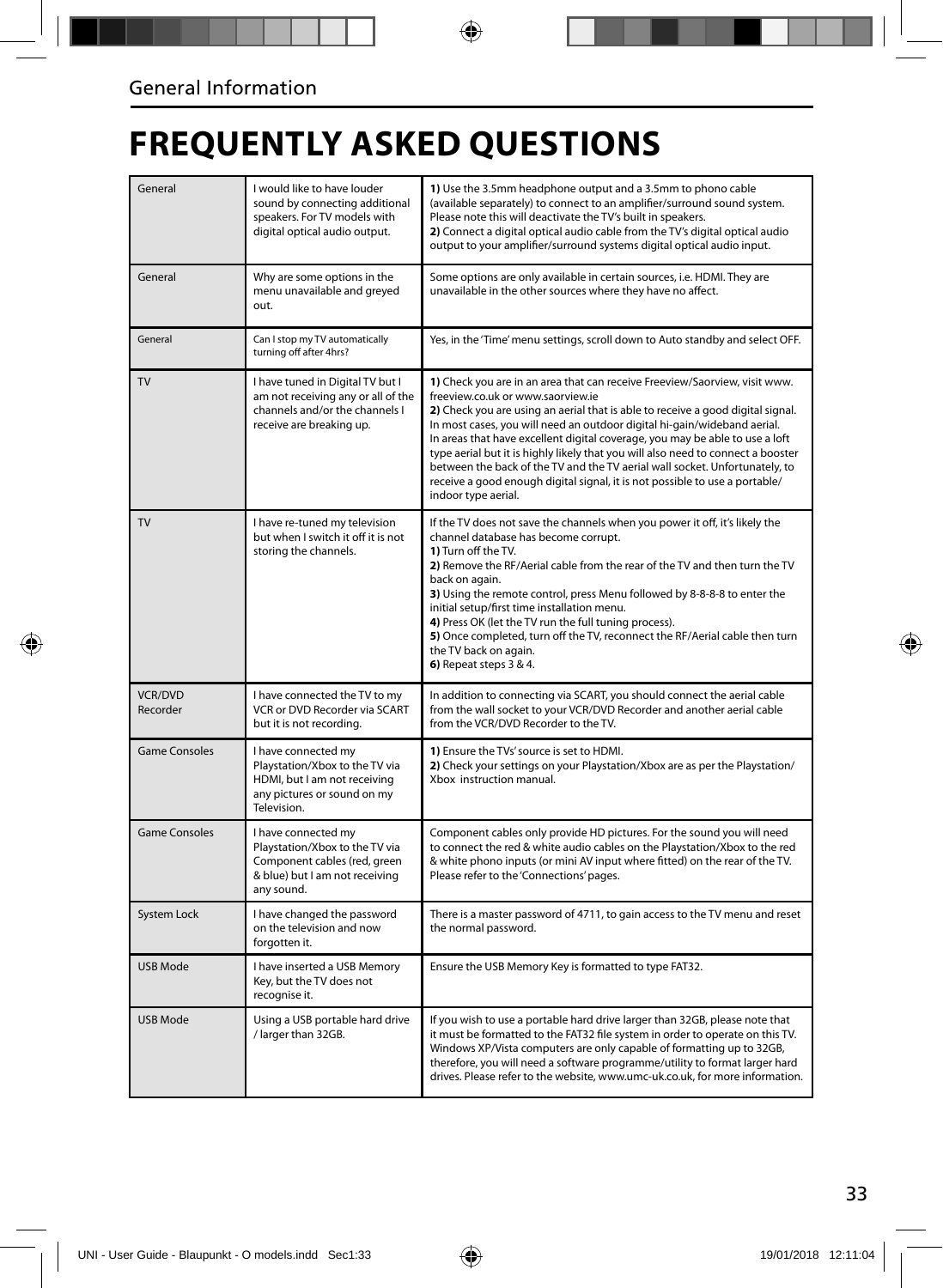## General Information

# FREQUENTLY ASKED QUESTIONS

| | | |
|---|---|---|
| General | I would like to have louder sound by connecting additional speakers. For TV models with digital optical audio output. | **1)** Use the 3.5mm headphone output and a 3.5mm to phono cable (available separately) to connect to an amplifier/surround sound system. Please note this will deactivate the TV's built in speakers.<br>**2)** Connect a digital optical audio cable from the TV's digital optical audio output to your amplifier/surround systems digital optical audio input. |
| General | Why are some options in the menu unavailable and greyed out. | Some options are only available in certain sources, i.e. HDMI. They are unavailable in the other sources where they have no affect. |
| General | Can I stop my TV automatically turning off after 4hrs? | Yes, in the 'Time' menu settings, scroll down to Auto standby and select OFF. |
| TV | I have tuned in Digital TV but I am not receiving any or all of the channels and/or the channels I receive are breaking up. | **1)** Check you are in an area that can receive Freeview/Saorview, visit www.freeview.co.uk or www.saorview.ie<br>**2)** Check you are using an aerial that is able to receive a good digital signal. In most cases, you will need an outdoor digital hi-gain/wideband aerial. In areas that have excellent digital coverage, you may be able to use a loft type aerial but it is highly likely that you will also need to connect a booster between the back of the TV and the TV aerial wall socket. Unfortunately, to receive a good enough digital signal, it is not possible to use a portable/indoor type aerial. |
| TV | I have re-tuned my television but when I switch it off it is not storing the channels. | If the TV does not save the channels when you power it off, it's likely the channel database has become corrupt.<br>**1)** Turn off the TV.<br>**2)** Remove the RF/Aerial cable from the rear of the TV and then turn the TV back on again.<br>**3)** Using the remote control, press Menu followed by 8-8-8-8 to enter the initial setup/first time installation menu.<br>**4)** Press OK (let the TV run the full tuning process).<br>**5)** Once completed, turn off the TV, reconnect the RF/Aerial cable then turn the TV back on again.<br>**6)** Repeat steps 3 & 4. |
| VCR/DVD Recorder | I have connected the TV to my VCR or DVD Recorder via SCART but it is not recording. | In addition to connecting via SCART, you should connect the aerial cable from the wall socket to your VCR/DVD Recorder and another aerial cable from the VCR/DVD Recorder to the TV. |
| Game Consoles | I have connected my Playstation/Xbox to the TV via HDMI, but I am not receiving any pictures or sound on my Television. | **1)** Ensure the TVs' source is set to HDMI.<br>**2)** Check your settings on your Playstation/Xbox are as per the Playstation/Xbox instruction manual. |
| Game Consoles | I have connected my Playstation/Xbox to the TV via Component cables (red, green & blue) but I am not receiving any sound. | Component cables only provide HD pictures. For the sound you will need to connect the red & white audio cables on the Playstation/Xbox to the red & white phono inputs (or mini AV input where fitted) on the rear of the TV. Please refer to the 'Connections' pages. |
| System Lock | I have changed the password on the television and now forgotten it. | There is a master password of 4711, to gain access to the TV menu and reset the normal password. |
| USB Mode | I have inserted a USB Memory Key, but the TV does not recognise it. | Ensure the USB Memory Key is formatted to type FAT32. |
| USB Mode | Using a USB portable hard drive / larger than 32GB. | If you wish to use a portable hard drive larger than 32GB, please note that it must be formatted to the FAT32 file system in order to operate on this TV. Windows XP/Vista computers are only capable of formatting up to 32GB, therefore, you will need a software programme/utility to format larger hard drives. Please refer to the website, www.umc-uk.co.uk, for more information. |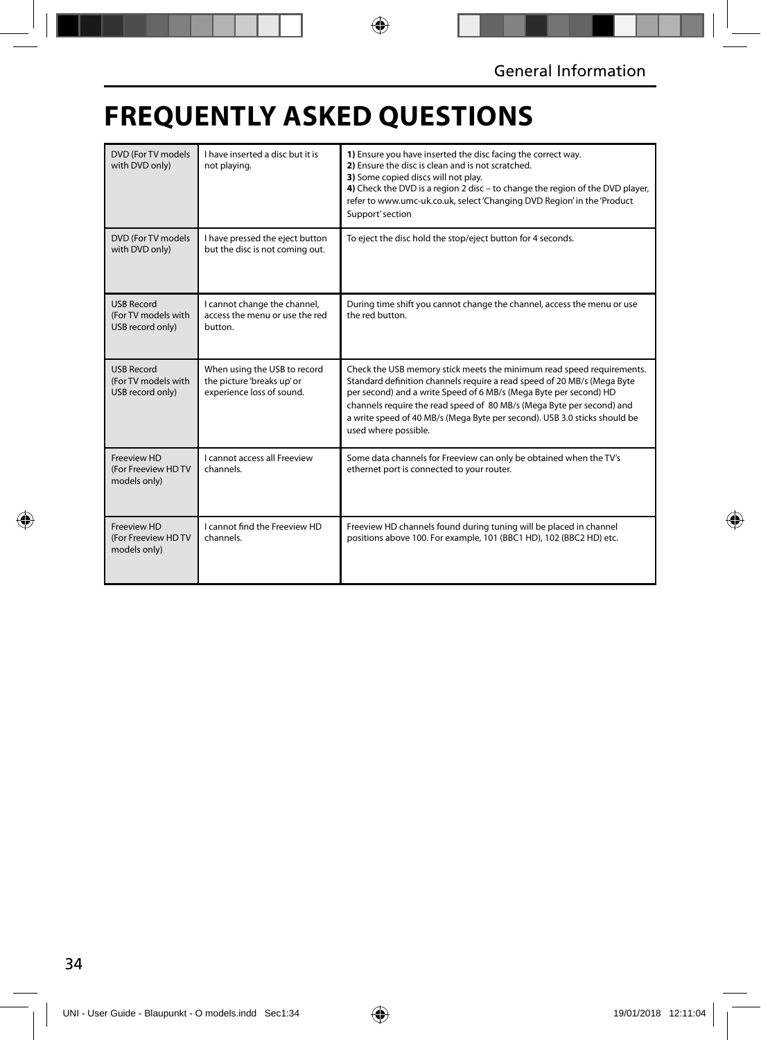# FREQUENTLY ASKED QUESTIONS

| | | |
|---|---|---|
| DVD (For TV models with DVD only) | I have inserted a disc but it is not playing. | **1)** Ensure you have inserted the disc facing the correct way.<br>**2)** Ensure the disc is clean and is not scratched.<br>**3)** Some copied discs will not play.<br>**4)** Check the DVD is a region 2 disc – to change the region of the DVD player, refer to www.umc-uk.co.uk, select 'Changing DVD Region' in the 'Product Support' section |
| DVD (For TV models with DVD only) | I have pressed the eject button but the disc is not coming out. | To eject the disc hold the stop/eject button for 4 seconds. |
| USB Record (For TV models with USB record only) | I cannot change the channel, access the menu or use the red button. | During time shift you cannot change the channel, access the menu or use the red button. |
| USB Record (For TV models with USB record only) | When using the USB to record the picture 'breaks up' or experience loss of sound. | Check the USB memory stick meets the minimum read speed requirements. Standard definition channels require a read speed of 20 MB/s (Mega Byte per second) and a write Speed of 6 MB/s (Mega Byte per second) HD channels require the read speed of 80 MB/s (Mega Byte per second) and a write speed of 40 MB/s (Mega Byte per second). USB 3.0 sticks should be used where possible. |
| Freeview HD (For Freeview HD TV models only) | I cannot access all Freeview channels. | Some data channels for Freeview can only be obtained when the TV's ethernet port is connected to your router. |
| Freeview HD (For Freeview HD TV models only) | I cannot find the Freeview HD channels. | Freeview HD channels found during tuning will be placed in channel positions above 100. For example, 101 (BBC1 HD), 102 (BBC2 HD) etc. |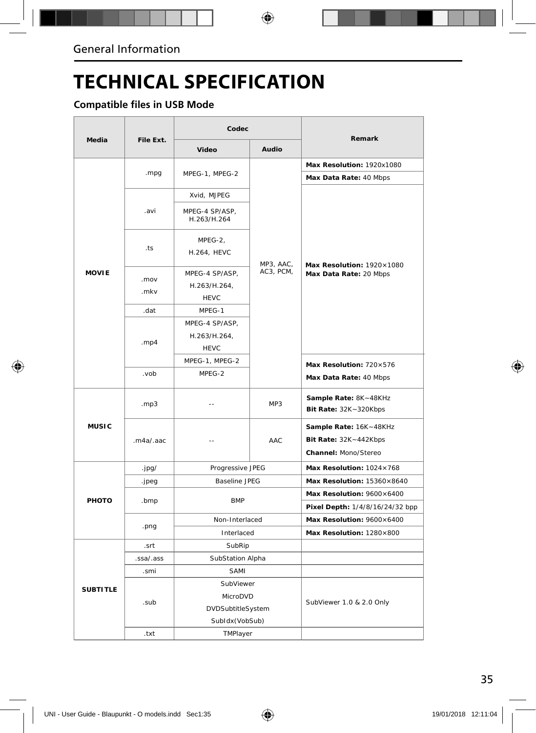# TECHNICAL SPECIFICATION

## Compatible files in USB Mode

| Media | File Ext. | Codec | | Remark |
|---|---|---|---|---|
| | | Video | Audio | |
| MOVIE | .mpg | MPEG-1, MPEG-2 | MP3, AAC, AC3, PCM, | **Max Resolution:** 1920x1080 **Max Data Rate:** 40 Mbps |
| | .avi | Xvid, MJPEG | | **Max Resolution:** 1920×1080 **Max Data Rate:** 20 Mbps |
| | | MPEG-4 SP/ASP, H.263/H.264 | | |
| | .ts | MPEG-2, H.264, HEVC | | |
| | .mov .mkv | MPEG-4 SP/ASP, H.263/H.264, HEVC | | |
| | .dat | MPEG-1 | | |
| | .mp4 | MPEG-4 SP/ASP, H.263/H.264, HEVC | | |
| | | MPEG-1, MPEG-2 | | **Max Resolution:** 720×576 **Max Data Rate:** 40 Mbps |
| | .vob | MPEG-2 | | |
| MUSIC | .mp3 | -- | MP3 | **Sample Rate:** 8K~48KHz **Bit Rate:** 32K~320Kbps |
| | .m4a/.aac | -- | AAC | **Sample Rate:** 16K~48KHz **Bit Rate:** 32K~442Kbps **Channel:** Mono/Stereo |
| PHOTO | .jpg/ | Progressive JPEG | | **Max Resolution:** 1024×768 |
| | .jpeg | Baseline JPEG | | **Max Resolution:** 15360×8640 |
| | .bmp | BMP | | **Max Resolution:** 9600×6400 **Pixel Depth:** 1/4/8/16/24/32 bpp |
| | .png | Non-Interlaced | | **Max Resolution:** 9600×6400 |
| | | Interlaced | | **Max Resolution:** 1280×800 |
| SUBTITLE | .srt | SubRip | | |
| | .ssa/.ass | SubStation Alpha | | |
| | .smi | SAMI | | |
| | .sub | SubViewer MicroDVD DVDSubtitleSystem SubIdx(VobSub) | | SubViewer 1.0 & 2.0 Only |
| | .txt | TMPlayer | | |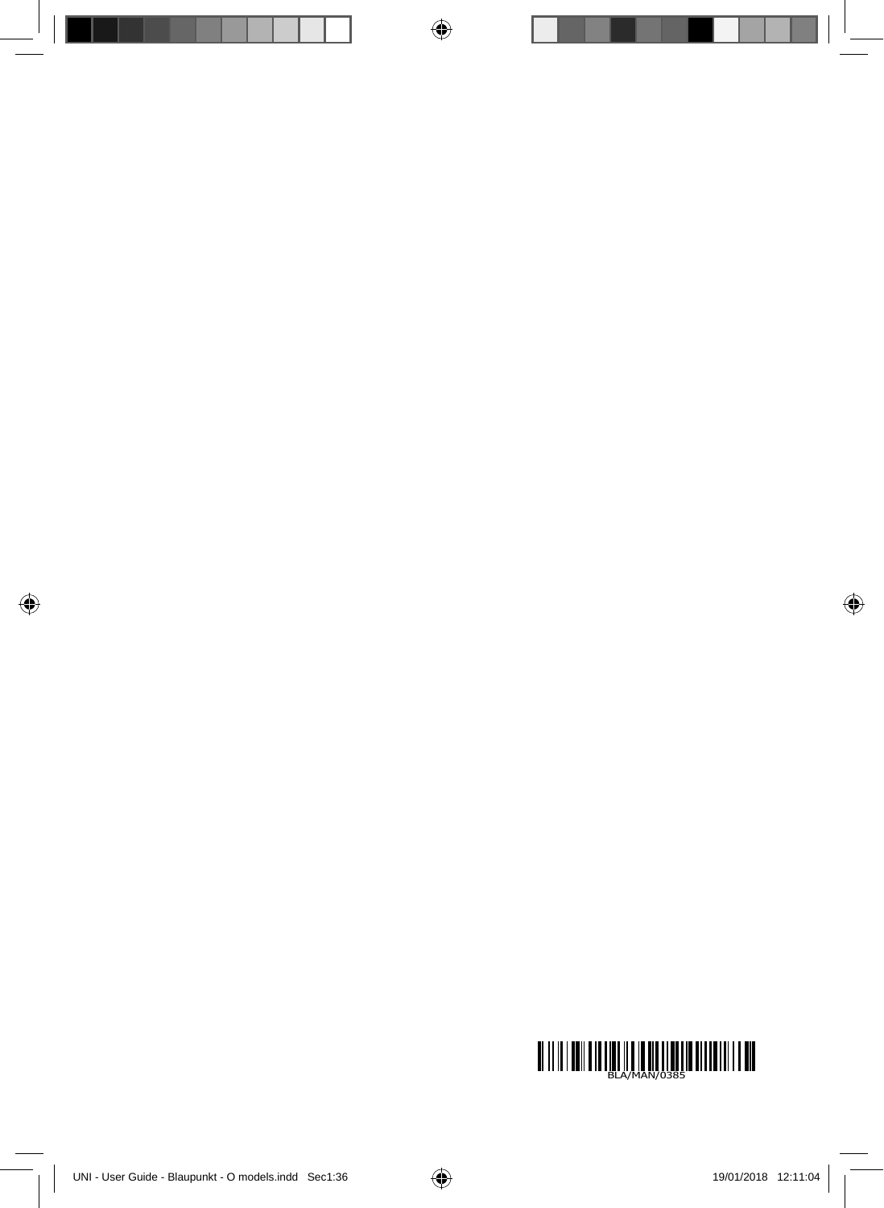BLA/MAN/0385